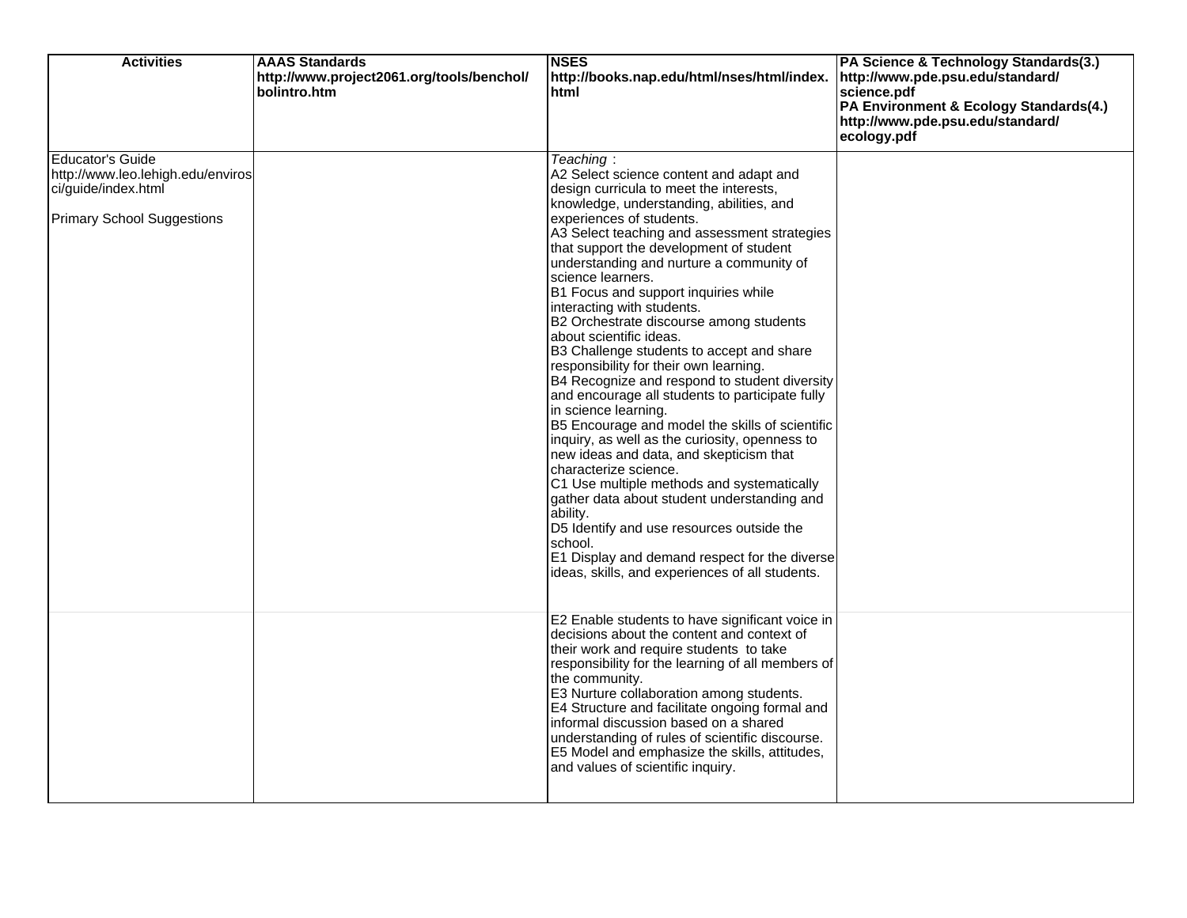| Activities | AAAS Standards http://www.project2061.org/tools/benchol/bolintro.htm | NSES http://books.nap.edu/html/nses/html/index.html | PA Science & Technology Standards(3.) http://www.pde.psu.edu/standard/science.pdf PA Environment & Ecology Standards(4.) http://www.pde.psu.edu/standard/ecology.pdf |
|---|---|---|---|
| Educator's Guide http://www.leo.lehigh.edu/envirosci/guide/index.html<br><br>Primary School Suggestions | | *Teaching* :<br>A2 Select science content and adapt and design curricula to meet the interests, knowledge, understanding, abilities, and experiences of students.<br>A3 Select teaching and assessment strategies that support the development of student understanding and nurture a community of science learners.<br>B1 Focus and support inquiries while interacting with students.<br>B2 Orchestrate discourse among students about scientific ideas.<br>B3 Challenge students to accept and share responsibility for their own learning.<br>B4 Recognize and respond to student diversity and encourage all students to participate fully in science learning.<br>B5 Encourage and model the skills of scientific inquiry, as well as the curiosity, openness to new ideas and data, and skepticism that characterize science.<br>C1 Use multiple methods and systematically gather data about student understanding and ability.<br>D5 Identify and use resources outside the school.<br>E1 Display and demand respect for the diverse ideas, skills, and experiences of all students. | |
| | | E2 Enable students to have significant voice in decisions about the content and context of their work and require students to take responsibility for the learning of all members of the community.<br>E3 Nurture collaboration among students.<br>E4 Structure and facilitate ongoing formal and informal discussion based on a shared understanding of rules of scientific discourse.<br>E5 Model and emphasize the skills, attitudes, and values of scientific inquiry. | |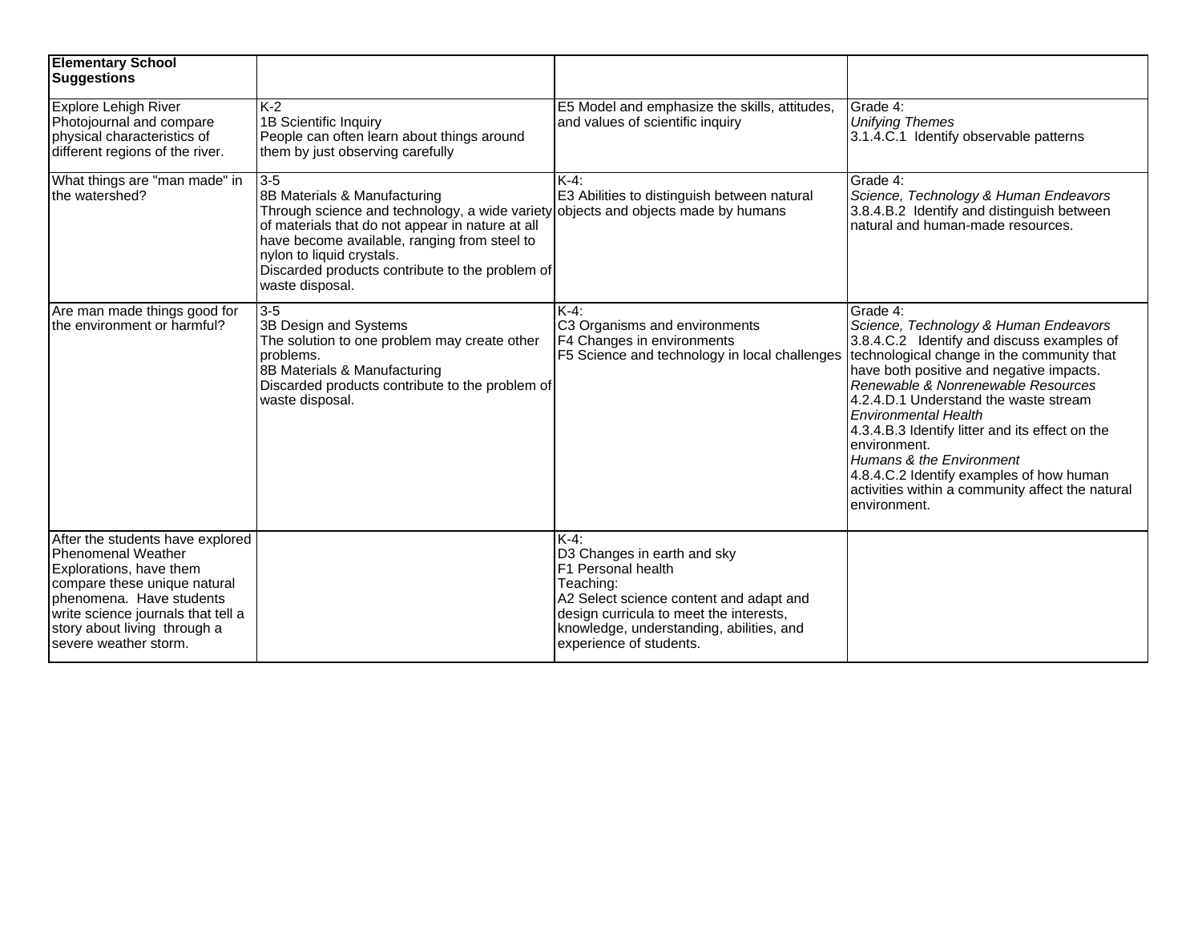| **Elementary School Suggestions** | | | |
|---|---|---|---|
| Explore Lehigh River Photojournal and compare physical characteristics of different regions of the river. | K-2<br>1B Scientific Inquiry<br>People can often learn about things around them by just observing carefully | E5 Model and emphasize the skills, attitudes, and values of scientific inquiry | Grade 4:<br>*Unifying Themes*<br>3.1.4.C.1 Identify observable patterns |
| What things are "man made" in the watershed? | 3-5<br>8B Materials & Manufacturing<br>Through science and technology, a wide variety of materials that do not appear in nature at all have become available, ranging from steel to nylon to liquid crystals.<br>Discarded products contribute to the problem of waste disposal. | K-4:<br>E3 Abilities to distinguish between natural objects and objects made by humans | Grade 4:<br>*Science, Technology & Human Endeavors*<br>3.8.4.B.2 Identify and distinguish between natural and human-made resources. |
| Are man made things good for the environment or harmful? | 3-5<br>3B Design and Systems<br>The solution to one problem may create other problems.<br>8B Materials & Manufacturing<br>Discarded products contribute to the problem of waste disposal. | K-4:<br>C3 Organisms and environments<br>F4 Changes in environments<br>F5 Science and technology in local challenges | Grade 4:<br>*Science, Technology & Human Endeavors*<br>3.8.4.C.2 Identify and discuss examples of technological change in the community that have both positive and negative impacts.<br>*Renewable & Nonrenewable Resources*<br>4.2.4.D.1 Understand the waste stream<br>*Environmental Health*<br>4.3.4.B.3 Identify litter and its effect on the environment.<br>*Humans & the Environment*<br>4.8.4.C.2 Identify examples of how human activities within a community affect the natural environment. |
| After the students have explored Phenomenal Weather Explorations, have them compare these unique natural phenomena. Have students write science journals that tell a story about living through a severe weather storm. | | K-4:<br>D3 Changes in earth and sky<br>F1 Personal health<br>Teaching:<br>A2 Select science content and adapt and design curricula to meet the interests, knowledge, understanding, abilities, and experience of students. | |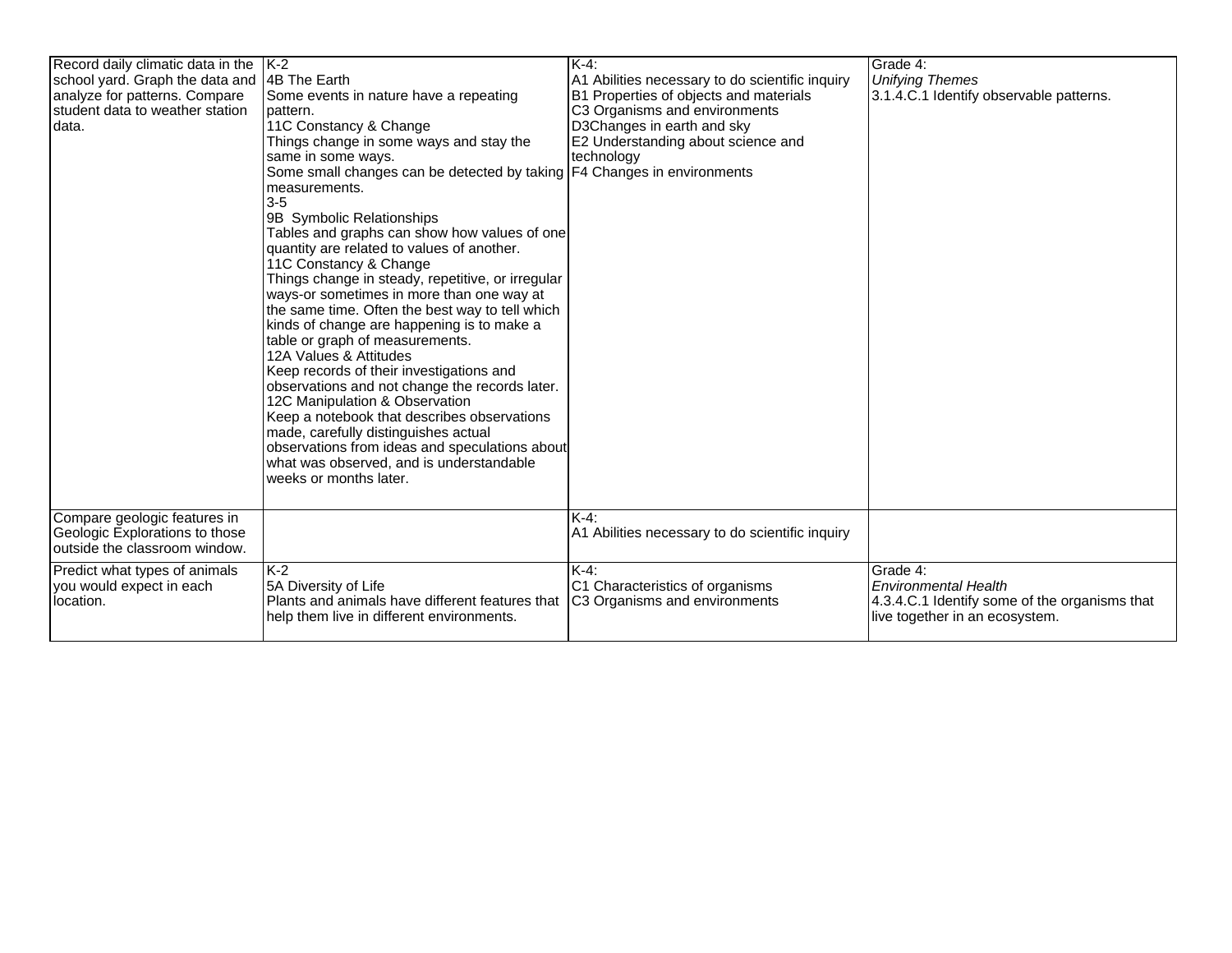| | | | |
|---|---|---|---|
| Record daily climatic data in the school yard. Graph the data and analyze for patterns. Compare student data to weather station data. | K-2<br>4B The Earth<br>Some events in nature have a repeating pattern.<br>11C Constancy & Change<br>Things change in some ways and stay the same in some ways.<br>Some small changes can be detected by taking measurements.<br>3-5<br>9B Symbolic Relationships<br>Tables and graphs can show how values of one quantity are related to values of another.<br>11C Constancy & Change<br>Things change in steady, repetitive, or irregular ways-or sometimes in more than one way at the same time. Often the best way to tell which kinds of change are happening is to make a table or graph of measurements.<br>12A Values & Attitudes<br>Keep records of their investigations and observations and not change the records later.<br>12C Manipulation & Observation<br>Keep a notebook that describes observations made, carefully distinguishes actual observations from ideas and speculations about what was observed, and is understandable weeks or months later. | K-4:<br>A1 Abilities necessary to do scientific inquiry<br>B1 Properties of objects and materials<br>C3 Organisms and environments<br>D3Changes in earth and sky<br>E2 Understanding about science and technology<br>F4 Changes in environments | Grade 4:<br>*Unifying Themes*<br>3.1.4.C.1 Identify observable patterns. |
| Compare geologic features in Geologic Explorations to those outside the classroom window. | | K-4:<br>A1 Abilities necessary to do scientific inquiry | |
| Predict what types of animals you would expect in each location. | K-2<br>5A Diversity of Life<br>Plants and animals have different features that help them live in different environments. | K-4:<br>C1 Characteristics of organisms<br>C3 Organisms and environments | Grade 4:<br>*Environmental Health*<br>4.3.4.C.1 Identify some of the organisms that live together in an ecosystem. |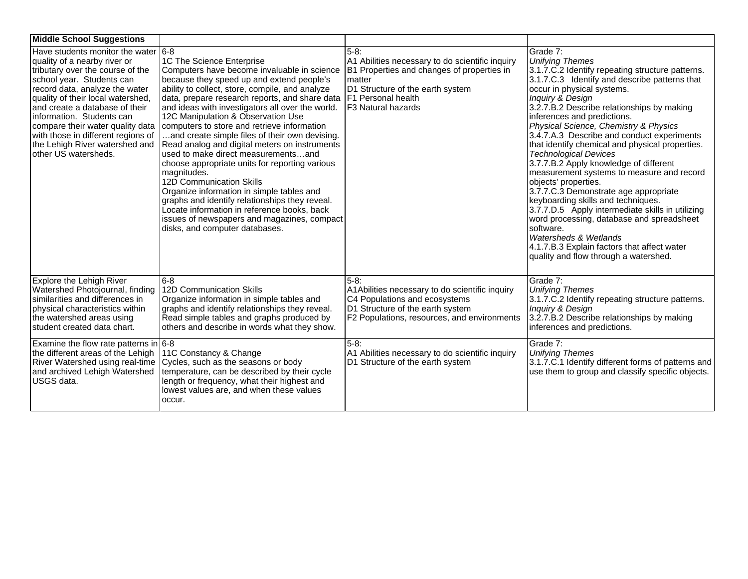| Middle School Suggestions | | | |
|---|---|---|---|
| Have students monitor the water quality of a nearby river or tributary over the course of the school year. Students can record data, analyze the water quality of their local watershed, and create a database of their information. Students can compare their water quality data with those in different regions of the Lehigh River watershed and other US watersheds. | 6-8<br>1C The Science Enterprise<br>Computers have become invaluable in science because they speed up and extend people's ability to collect, store, compile, and analyze data, prepare research reports, and share data and ideas with investigators all over the world.<br>12C Manipulation & Observation Use computers to store and retrieve information …and create simple files of their own devising. Read analog and digital meters on instruments used to make direct measurements…and choose appropriate units for reporting various magnitudes.<br>12D Communication Skills<br>Organize information in simple tables and graphs and identify relationships they reveal. Locate information in reference books, back issues of newspapers and magazines, compact disks, and computer databases. | 5-8:<br>A1 Abilities necessary to do scientific inquiry<br>B1 Properties and changes of properties in matter<br>D1 Structure of the earth system<br>F1 Personal health<br>F3 Natural hazards | Grade 7:<br>*Unifying Themes*<br>3.1.7.C.2 Identify repeating structure patterns.<br>3.1.7.C.3 Identify and describe patterns that occur in physical systems.<br>*Inquiry & Design*<br>3.2.7.B.2 Describe relationships by making inferences and predictions.<br>*Physical Science, Chemistry & Physics*<br>3.4.7.A.3 Describe and conduct experiments that identify chemical and physical properties.<br>*Technological Devices*<br>3.7.7.B.2 Apply knowledge of different measurement systems to measure and record objects' properties.<br>3.7.7.C.3 Demonstrate age appropriate keyboarding skills and techniques.<br>3.7.7.D.5 Apply intermediate skills in utilizing word processing, database and spreadsheet software.<br>*Watersheds & Wetlands*<br>4.1.7.B.3 Explain factors that affect water quality and flow through a watershed. |
| Explore the Lehigh River Watershed Photojournal, finding similarities and differences in physical characteristics within the watershed areas using student created data chart. | 6-8<br>12D Communication Skills<br>Organize information in simple tables and graphs and identify relationships they reveal. Read simple tables and graphs produced by others and describe in words what they show. | 5-8:<br>A1Abilities necessary to do scientific inquiry<br>C4 Populations and ecosystems<br>D1 Structure of the earth system<br>F2 Populations, resources, and environments | Grade 7:<br>*Unifying Themes*<br>3.1.7.C.2 Identify repeating structure patterns.<br>*Inquiry & Design*<br>3.2.7.B.2 Describe relationships by making inferences and predictions. |
| Examine the flow rate patterns in the different areas of the Lehigh River Watershed using real-time and archived Lehigh Watershed USGS data. | 6-8<br>11C Constancy & Change<br>Cycles, such as the seasons or body temperature, can be described by their cycle length or frequency, what their highest and lowest values are, and when these values occur. | 5-8:<br>A1 Abilities necessary to do scientific inquiry<br>D1 Structure of the earth system | Grade 7:<br>*Unifying Themes*<br>3.1.7.C.1 Identify different forms of patterns and use them to group and classify specific objects. |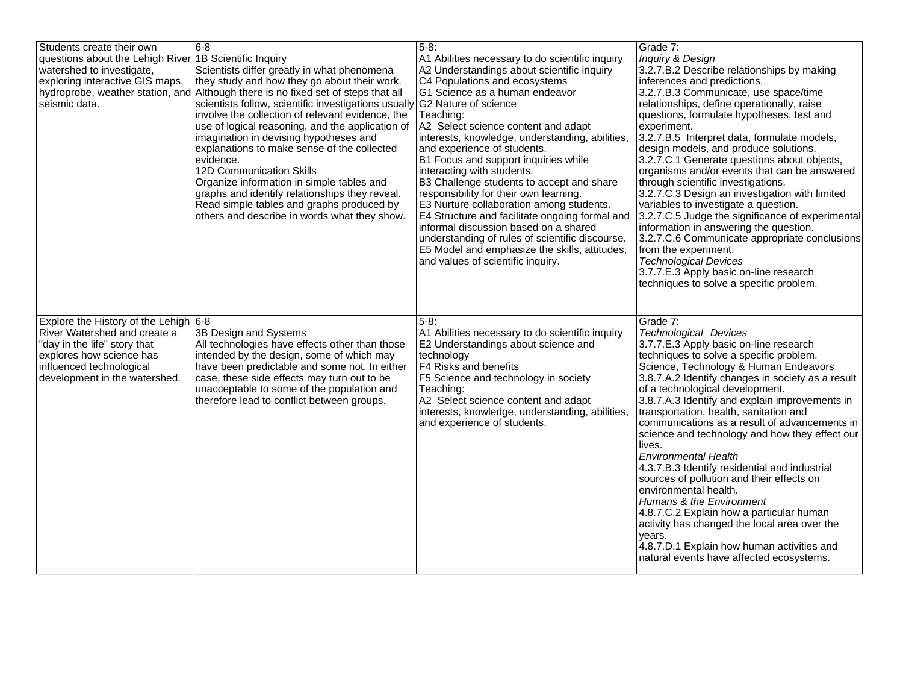| | | | |
|---|---|---|---|
| Students create their own questions about the Lehigh River watershed to investigate, exploring interactive GIS maps, hydroprobe, weather station, and seismic data. | 6-8<br>1B Scientific Inquiry<br>Scientists differ greatly in what phenomena they study and how they go about their work. Although there is no fixed set of steps that all scientists follow, scientific investigations usually involve the collection of relevant evidence, the use of logical reasoning, and the application of imagination in devising hypotheses and explanations to make sense of the collected evidence.<br>12D Communication Skills<br>Organize information in simple tables and graphs and identify relationships they reveal. Read simple tables and graphs produced by others and describe in words what they show. | 5-8:<br>A1 Abilities necessary to do scientific inquiry<br>A2 Understandings about scientific inquiry<br>C4 Populations and ecosystems<br>G1 Science as a human endeavor<br>G2 Nature of science<br>Teaching:<br>A2 Select science content and adapt interests, knowledge, understanding, abilities, and experience of students.<br>B1 Focus and support inquiries while interacting with students.<br>B3 Challenge students to accept and share responsibility for their own learning.<br>E3 Nurture collaboration among students.<br>E4 Structure and facilitate ongoing formal and informal discussion based on a shared understanding of rules of scientific discourse.<br>E5 Model and emphasize the skills, attitudes, and values of scientific inquiry. | Grade 7:<br>*Inquiry & Design*<br>3.2.7.B.2 Describe relationships by making inferences and predictions.<br>3.2.7.B.3 Communicate, use space/time relationships, define operationally, raise questions, formulate hypotheses, test and experiment.<br>3.2.7.B.5 Interpret data, formulate models, design models, and produce solutions.<br>3.2.7.C.1 Generate questions about objects, organisms and/or events that can be answered through scientific investigations.<br>3.2.7.C.3 Design an investigation with limited variables to investigate a question.<br>3.2.7.C.5 Judge the significance of experimental information in answering the question.<br>3.2.7.C.6 Communicate appropriate conclusions from the experiment.<br>*Technological Devices*<br>3.7.7.E.3 Apply basic on-line research techniques to solve a specific problem. |
| Explore the History of the Lehigh River Watershed and create a "day in the life" story that explores how science has influenced technological development in the watershed. | 6-8<br>3B Design and Systems<br>All technologies have effects other than those intended by the design, some of which may have been predictable and some not. In either case, these side effects may turn out to be unacceptable to some of the population and therefore lead to conflict between groups. | 5-8:<br>A1 Abilities necessary to do scientific inquiry<br>E2 Understandings about science and technology<br>F4 Risks and benefits<br>F5 Science and technology in society<br>Teaching:<br>A2 Select science content and adapt interests, knowledge, understanding, abilities, and experience of students. | Grade 7:<br>*Technological Devices*<br>3.7.7.E.3 Apply basic on-line research techniques to solve a specific problem.<br>Science, Technology & Human Endeavors<br>3.8.7.A.2 Identify changes in society as a result of a technological development.<br>3.8.7.A.3 Identify and explain improvements in transportation, health, sanitation and communications as a result of advancements in science and technology and how they effect our lives.<br>*Environmental Health*<br>4.3.7.B.3 Identify residential and industrial sources of pollution and their effects on environmental health.<br>*Humans & the Environment*<br>4.8.7.C.2 Explain how a particular human activity has changed the local area over the years.<br>4.8.7.D.1 Explain how human activities and natural events have affected ecosystems. |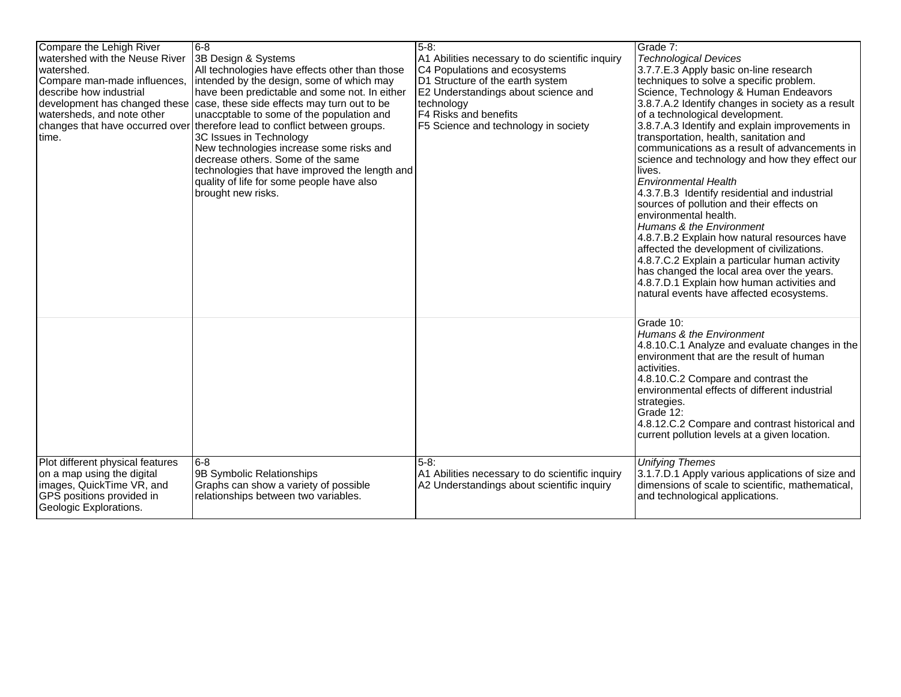| | | | |
|---|---|---|---|
| Compare the Lehigh River watershed with the Neuse River watershed.<br>Compare man-made influences, describe how industrial development has changed these watersheds, and note other changes that have occurred over time. | 6-8<br>3B Design & Systems<br>All technologies have effects other than those intended by the design, some of which may have been predictable and some not. In either case, these side effects may turn out to be unaccptable to some of the population and therefore lead to conflict between groups.<br>3C Issues in Technology<br>New technologies increase some risks and decrease others. Some of the same technologies that have improved the length and quality of life for some people have also brought new risks. | 5-8:<br>A1 Abilities necessary to do scientific inquiry<br>C4 Populations and ecosystems<br>D1 Structure of the earth system<br>E2 Understandings about science and technology<br>F4 Risks and benefits<br>F5 Science and technology in society | Grade 7:<br>*Technological Devices*<br>3.7.7.E.3 Apply basic on-line research techniques to solve a specific problem.<br>Science, Technology & Human Endeavors<br>3.8.7.A.2 Identify changes in society as a result of a technological development.<br>3.8.7.A.3 Identify and explain improvements in transportation, health, sanitation and communications as a result of advancements in science and technology and how they effect our lives.<br>*Environmental Health*<br>4.3.7.B.3 Identify residential and industrial sources of pollution and their effects on environmental health.<br>*Humans & the Environment*<br>4.8.7.B.2 Explain how natural resources have affected the development of civilizations.<br>4.8.7.C.2 Explain a particular human activity has changed the local area over the years.<br>4.8.7.D.1 Explain how human activities and natural events have affected ecosystems. |
| | | | Grade 10:<br>*Humans & the Environment*<br>4.8.10.C.1 Analyze and evaluate changes in the environment that are the result of human activities.<br>4.8.10.C.2 Compare and contrast the environmental effects of different industrial strategies.<br>Grade 12:<br>4.8.12.C.2 Compare and contrast historical and current pollution levels at a given location. |
| Plot different physical features on a map using the digital images, QuickTime VR, and GPS positions provided in Geologic Explorations. | 6-8<br>9B Symbolic Relationships<br>Graphs can show a variety of possible relationships between two variables. | 5-8:<br>A1 Abilities necessary to do scientific inquiry<br>A2 Understandings about scientific inquiry | *Unifying Themes*<br>3.1.7.D.1 Apply various applications of size and dimensions of scale to scientific, mathematical, and technological applications. |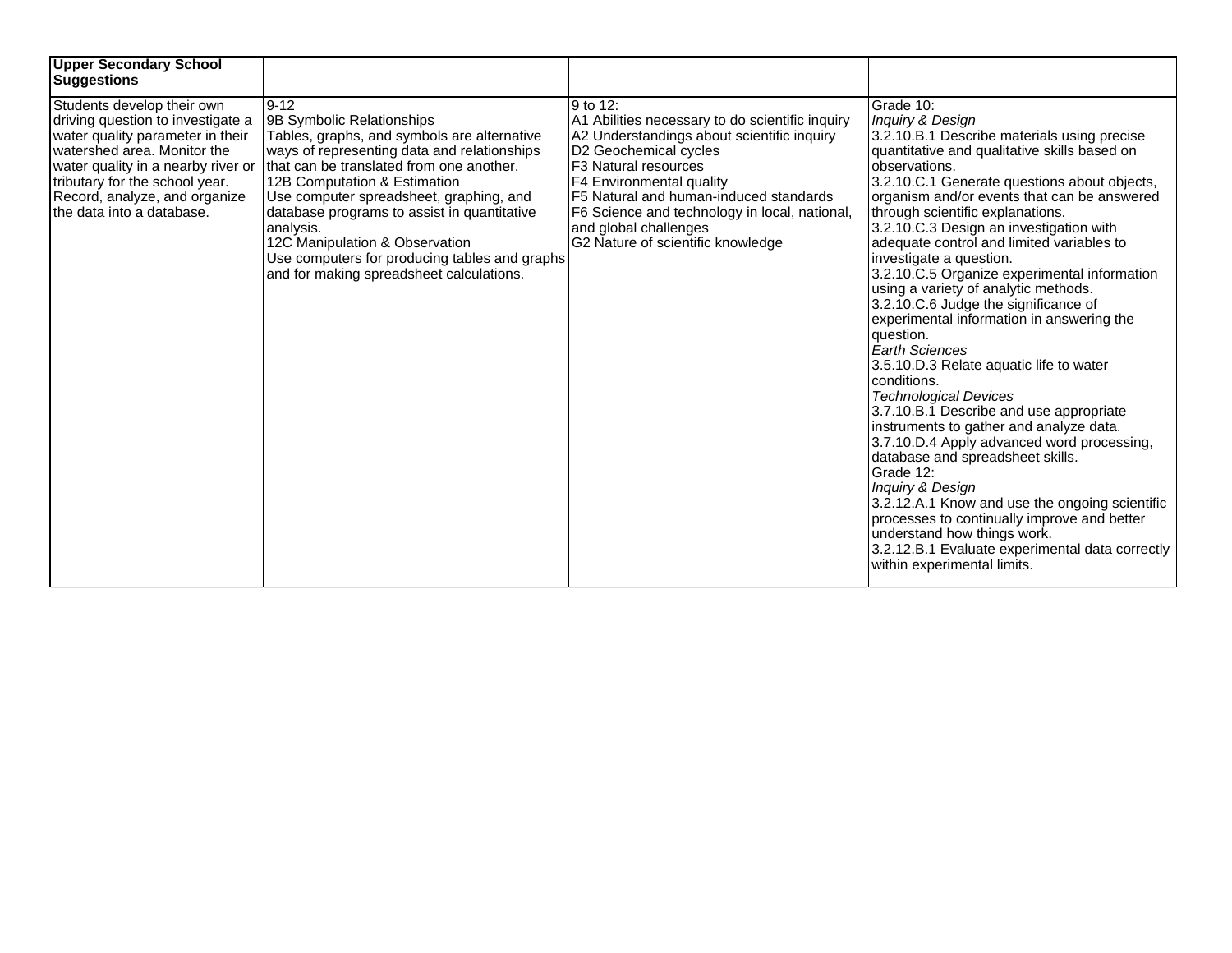| **Upper Secondary School Suggestions** | | | |
|---|---|---|---|
| Students develop their own driving question to investigate a water quality parameter in their watershed area. Monitor the water quality in a nearby river or tributary for the school year. Record, analyze, and organize the data into a database. | 9-12<br>9B Symbolic Relationships<br>Tables, graphs, and symbols are alternative ways of representing data and relationships that can be translated from one another.<br>12B Computation & Estimation<br>Use computer spreadsheet, graphing, and database programs to assist in quantitative analysis.<br>12C Manipulation & Observation<br>Use computers for producing tables and graphs and for making spreadsheet calculations. | 9 to 12:<br>A1 Abilities necessary to do scientific inquiry<br>A2 Understandings about scientific inquiry<br>D2 Geochemical cycles<br>F3 Natural resources<br>F4 Environmental quality<br>F5 Natural and human-induced standards<br>F6 Science and technology in local, national, and global challenges<br>G2 Nature of scientific knowledge | Grade 10:<br>*Inquiry & Design*<br>3.2.10.B.1 Describe materials using precise quantitative and qualitative skills based on observations.<br>3.2.10.C.1 Generate questions about objects, organism and/or events that can be answered through scientific explanations.<br>3.2.10.C.3 Design an investigation with adequate control and limited variables to investigate a question.<br>3.2.10.C.5 Organize experimental information using a variety of analytic methods.<br>3.2.10.C.6 Judge the significance of experimental information in answering the question.<br>*Earth Sciences*<br>3.5.10.D.3 Relate aquatic life to water conditions.<br>*Technological Devices*<br>3.7.10.B.1 Describe and use appropriate instruments to gather and analyze data.<br>3.7.10.D.4 Apply advanced word processing, database and spreadsheet skills.<br>Grade 12:<br>*Inquiry & Design*<br>3.2.12.A.1 Know and use the ongoing scientific processes to continually improve and better understand how things work.<br>3.2.12.B.1 Evaluate experimental data correctly within experimental limits. |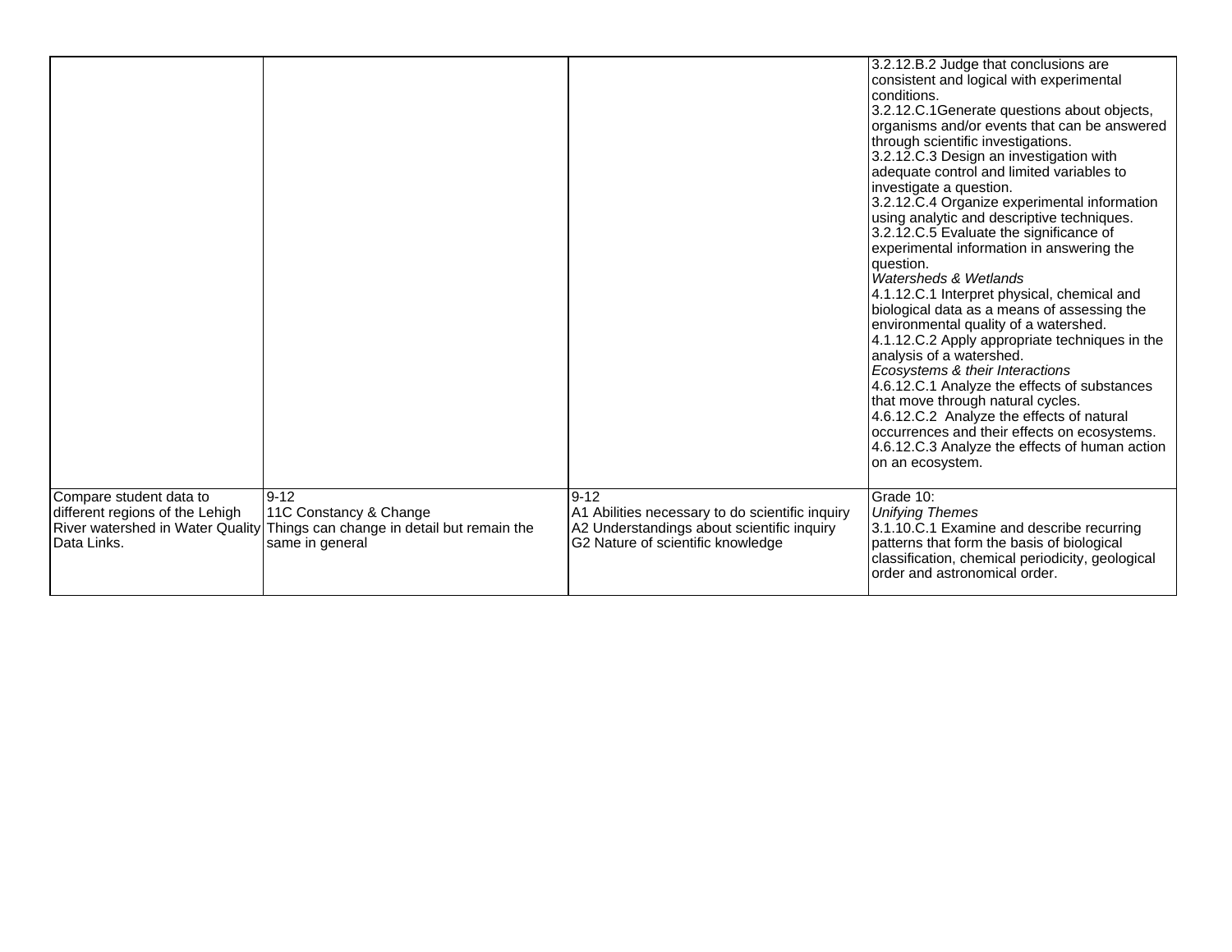| | | | |
|---|---|---|---|
| | | | 3.2.12.B.2 Judge that conclusions are consistent and logical with experimental conditions.<br>3.2.12.C.1Generate questions about objects, organisms and/or events that can be answered through scientific investigations.<br>3.2.12.C.3 Design an investigation with adequate control and limited variables to investigate a question.<br>3.2.12.C.4 Organize experimental information using analytic and descriptive techniques.<br>3.2.12.C.5 Evaluate the significance of experimental information in answering the question.<br>*Watersheds & Wetlands*<br>4.1.12.C.1 Interpret physical, chemical and biological data as a means of assessing the environmental quality of a watershed.<br>4.1.12.C.2 Apply appropriate techniques in the analysis of a watershed.<br>*Ecosystems & their Interactions*<br>4.6.12.C.1 Analyze the effects of substances that move through natural cycles.<br>4.6.12.C.2 Analyze the effects of natural occurrences and their effects on ecosystems.<br>4.6.12.C.3 Analyze the effects of human action on an ecosystem. |
| Compare student data to different regions of the Lehigh River watershed in Water Quality Data Links. | 9-12<br>11C Constancy & Change<br>Things can change in detail but remain the same in general | 9-12<br>A1 Abilities necessary to do scientific inquiry<br>A2 Understandings about scientific inquiry<br>G2 Nature of scientific knowledge | Grade 10:<br>*Unifying Themes*<br>3.1.10.C.1 Examine and describe recurring patterns that form the basis of biological classification, chemical periodicity, geological order and astronomical order. |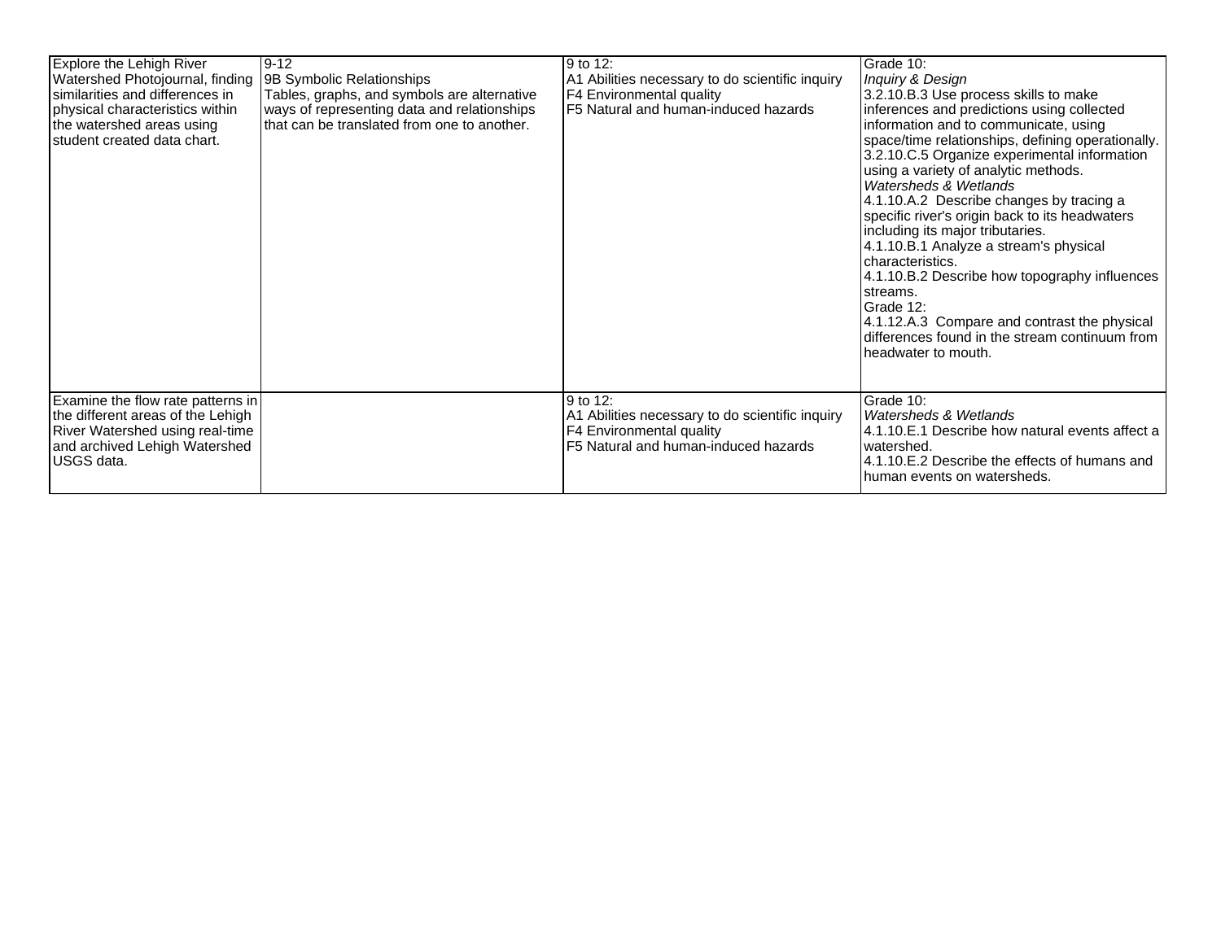| | | | |
|---|---|---|---|
| Explore the Lehigh River Watershed Photojournal, finding similarities and differences in physical characteristics within the watershed areas using student created data chart. | 9-12<br>9B Symbolic Relationships<br>Tables, graphs, and symbols are alternative ways of representing data and relationships that can be translated from one to another. | 9 to 12:<br>A1 Abilities necessary to do scientific inquiry<br>F4 Environmental quality<br>F5 Natural and human-induced hazards | Grade 10:<br>*Inquiry & Design*<br>3.2.10.B.3 Use process skills to make inferences and predictions using collected information and to communicate, using space/time relationships, defining operationally.<br>3.2.10.C.5 Organize experimental information using a variety of analytic methods.<br>*Watersheds & Wetlands*<br>4.1.10.A.2 Describe changes by tracing a specific river's origin back to its headwaters including its major tributaries.<br>4.1.10.B.1 Analyze a stream's physical characteristics.<br>4.1.10.B.2 Describe how topography influences streams.<br>Grade 12:<br>4.1.12.A.3 Compare and contrast the physical differences found in the stream continuum from headwater to mouth. |
| Examine the flow rate patterns in the different areas of the Lehigh River Watershed using real-time and archived Lehigh Watershed USGS data. | | 9 to 12:<br>A1 Abilities necessary to do scientific inquiry<br>F4 Environmental quality<br>F5 Natural and human-induced hazards | Grade 10:<br>*Watersheds & Wetlands*<br>4.1.10.E.1 Describe how natural events affect a watershed.<br>4.1.10.E.2 Describe the effects of humans and human events on watersheds. |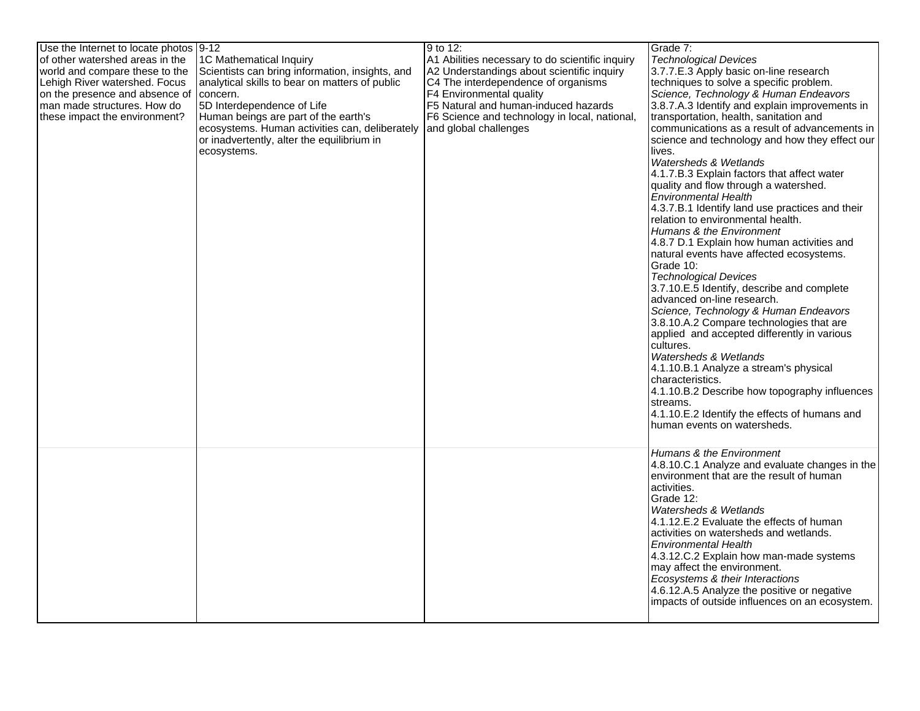| | | | |
|---|---|---|---|
| Use the Internet to locate photos of other watershed areas in the world and compare these to the Lehigh River watershed. Focus on the presence and absence of man made structures. How do these impact the environment? | 9-12<br>1C Mathematical Inquiry<br>Scientists can bring information, insights, and analytical skills to bear on matters of public concern.<br>5D Interdependence of Life<br>Human beings are part of the earth's ecosystems. Human activities can, deliberately or inadvertently, alter the equilibrium in ecosystems. | 9 to 12:<br>A1 Abilities necessary to do scientific inquiry<br>A2 Understandings about scientific inquiry<br>C4 The interdependence of organisms<br>F4 Environmental quality<br>F5 Natural and human-induced hazards<br>F6 Science and technology in local, national, and global challenges | Grade 7:<br>*Technological Devices*<br>3.7.7.E.3 Apply basic on-line research techniques to solve a specific problem.<br>*Science, Technology & Human Endeavors*<br>3.8.7.A.3 Identify and explain improvements in transportation, health, sanitation and communications as a result of advancements in science and technology and how they effect our lives.<br>*Watersheds & Wetlands*<br>4.1.7.B.3 Explain factors that affect water quality and flow through a watershed.<br>*Environmental Health*<br>4.3.7.B.1 Identify land use practices and their relation to environmental health.<br>*Humans & the Environment*<br>4.8.7 D.1 Explain how human activities and natural events have affected ecosystems.<br>Grade 10:<br>*Technological Devices*<br>3.7.10.E.5 Identify, describe and complete advanced on-line research.<br>*Science, Technology & Human Endeavors*<br>3.8.10.A.2 Compare technologies that are applied and accepted differently in various cultures.<br>*Watersheds & Wetlands*<br>4.1.10.B.1 Analyze a stream's physical characteristics.<br>4.1.10.B.2 Describe how topography influences streams.<br>4.1.10.E.2 Identify the effects of humans and human events on watersheds. |
| | | | *Humans & the Environment*<br>4.8.10.C.1 Analyze and evaluate changes in the environment that are the result of human activities.<br>Grade 12:<br>*Watersheds & Wetlands*<br>4.1.12.E.2 Evaluate the effects of human activities on watersheds and wetlands.<br>*Environmental Health*<br>4.3.12.C.2 Explain how man-made systems may affect the environment.<br>*Ecosystems & their Interactions*<br>4.6.12.A.5 Analyze the positive or negative impacts of outside influences on an ecosystem. |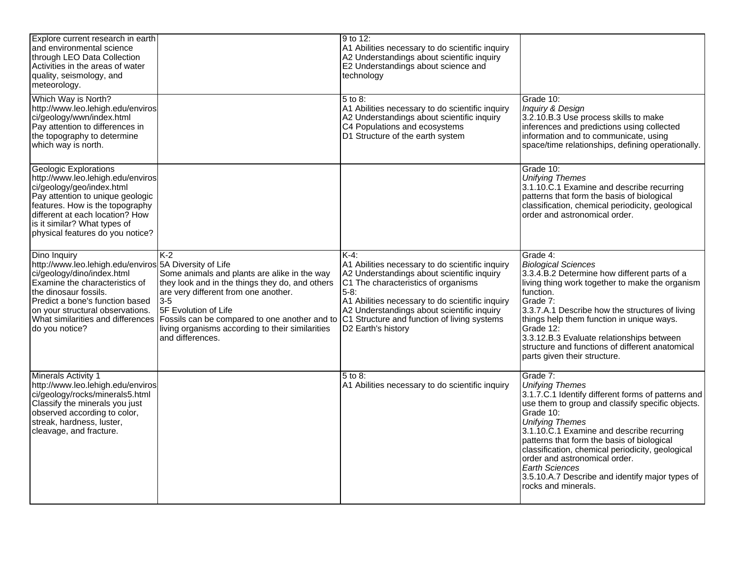| | | | |
|---|---|---|---|
| Explore current research in earth and environmental science through LEO Data Collection Activities in the areas of water quality, seismology, and meteorology. | | 9 to 12:<br>A1 Abilities necessary to do scientific inquiry<br>A2 Understandings about scientific inquiry<br>E2 Understandings about science and technology | |
| Which Way is North?<br>http://www.leo.lehigh.edu/envirosci/geology/wwn/index.html<br>Pay attention to differences in the topography to determine which way is north. | | 5 to 8:<br>A1 Abilities necessary to do scientific inquiry<br>A2 Understandings about scientific inquiry<br>C4 Populations and ecosystems<br>D1 Structure of the earth system | Grade 10:<br>*Inquiry & Design*<br>3.2.10.B.3 Use process skills to make inferences and predictions using collected information and to communicate, using space/time relationships, defining operationally. |
| Geologic Explorations<br>http://www.leo.lehigh.edu/envirosci/geology/geo/index.html<br>Pay attention to unique geologic features. How is the topography different at each location? How is it similar? What types of physical features do you notice? | | | Grade 10:<br>*Unifying Themes*<br>3.1.10.C.1 Examine and describe recurring patterns that form the basis of biological classification, chemical periodicity, geological order and astronomical order. |
| Dino Inquiry<br>http://www.leo.lehigh.edu/envirosci/geology/dino/index.html<br>Examine the characteristics of the dinosaur fossils.<br>Predict a bone's function based on your structural observations. What similarities and differences do you notice? | K-2<br>5A Diversity of Life<br>Some animals and plants are alike in the way they look and in the things they do, and others are very different from one another.<br>3-5<br>5F Evolution of Life<br>Fossils can be compared to one another and to living organisms according to their similarities and differences. | K-4:<br>A1 Abilities necessary to do scientific inquiry<br>A2 Understandings about scientific inquiry<br>C1 The characteristics of organisms<br>5-8:<br>A1 Abilities necessary to do scientific inquiry<br>A2 Understandings about scientific inquiry<br>C1 Structure and function of living systems<br>D2 Earth's history | Grade 4:<br>*Biological Sciences*<br>3.3.4.B.2 Determine how different parts of a living thing work together to make the organism function.<br>Grade 7:<br>3.3.7.A.1 Describe how the structures of living things help them function in unique ways.<br>Grade 12:<br>3.3.12.B.3 Evaluate relationships between structure and functions of different anatomical parts given their structure. |
| Minerals Activity 1<br>http://www.leo.lehigh.edu/envirosci/geology/rocks/minerals5.html<br>Classify the minerals you just observed according to color, streak, hardness, luster, cleavage, and fracture. | | 5 to 8:<br>A1 Abilities necessary to do scientific inquiry | Grade 7:<br>*Unifying Themes*<br>3.1.7.C.1 Identify different forms of patterns and use them to group and classify specific objects.<br>Grade 10:<br>*Unifying Themes*<br>3.1.10.C.1 Examine and describe recurring patterns that form the basis of biological classification, chemical periodicity, geological order and astronomical order.<br>*Earth Sciences*<br>3.5.10.A.7 Describe and identify major types of rocks and minerals. |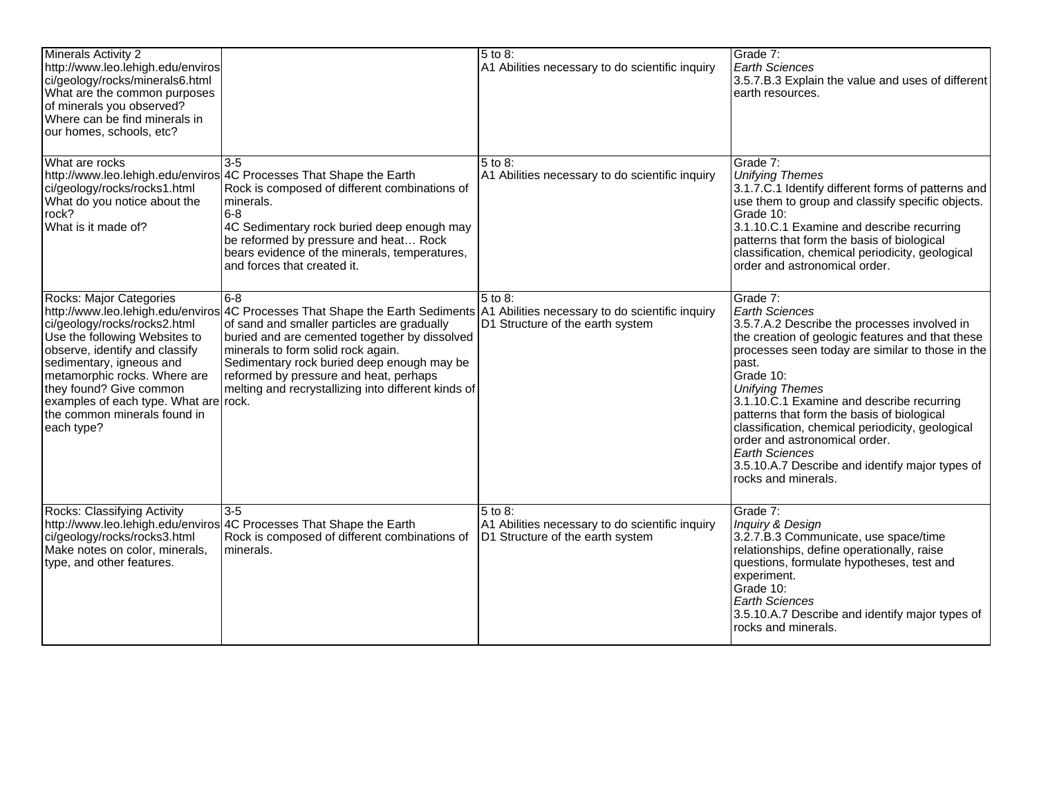| | | | |
|---|---|---|---|
| Minerals Activity 2<br>http://www.leo.lehigh.edu/envirosci/geology/rocks/minerals6.html<br>What are the common purposes of minerals you observed?<br>Where can be find minerals in our homes, schools, etc? | | 5 to 8:<br>A1 Abilities necessary to do scientific inquiry | Grade 7:<br>*Earth Sciences*<br>3.5.7.B.3 Explain the value and uses of different earth resources. |
| What are rocks<br>http://www.leo.lehigh.edu/envirosci/geology/rocks/rocks1.html<br>What do you notice about the rock?<br>What is it made of? | 3-5<br>4C Processes That Shape the Earth<br>Rock is composed of different combinations of minerals.<br>6-8<br>4C Sedimentary rock buried deep enough may be reformed by pressure and heat… Rock bears evidence of the minerals, temperatures, and forces that created it. | 5 to 8:<br>A1 Abilities necessary to do scientific inquiry | Grade 7:<br>*Unifying Themes*<br>3.1.7.C.1 Identify different forms of patterns and use them to group and classify specific objects.<br>Grade 10:<br>3.1.10.C.1 Examine and describe recurring patterns that form the basis of biological classification, chemical periodicity, geological order and astronomical order. |
| Rocks: Major Categories<br>http://www.leo.lehigh.edu/envirosci/geology/rocks/rocks2.html<br>Use the following Websites to observe, identify and classify sedimentary, igneous and metamorphic rocks. Where are they found? Give common examples of each type. What are the common minerals found in each type? | 6-8<br>4C Processes That Shape the Earth Sediments of sand and smaller particles are gradually buried and are cemented together by dissolved minerals to form solid rock again.<br>Sedimentary rock buried deep enough may be reformed by pressure and heat, perhaps melting and recrystallizing into different kinds of rock. | 5 to 8:<br>A1 Abilities necessary to do scientific inquiry<br>D1 Structure of the earth system | Grade 7:<br>*Earth Sciences*<br>3.5.7.A.2 Describe the processes involved in the creation of geologic features and that these processes seen today are similar to those in the past.<br>Grade 10:<br>*Unifying Themes*<br>3.1.10.C.1 Examine and describe recurring patterns that form the basis of biological classification, chemical periodicity, geological order and astronomical order.<br>*Earth Sciences*<br>3.5.10.A.7 Describe and identify major types of rocks and minerals. |
| Rocks: Classifying Activity<br>http://www.leo.lehigh.edu/envirosci/geology/rocks/rocks3.html<br>Make notes on color, minerals, type, and other features. | 3-5<br>4C Processes That Shape the Earth<br>Rock is composed of different combinations of minerals. | 5 to 8:<br>A1 Abilities necessary to do scientific inquiry<br>D1 Structure of the earth system | Grade 7:<br>*Inquiry & Design*<br>3.2.7.B.3 Communicate, use space/time relationships, define operationally, raise questions, formulate hypotheses, test and experiment.<br>Grade 10:<br>*Earth Sciences*<br>3.5.10.A.7 Describe and identify major types of rocks and minerals. |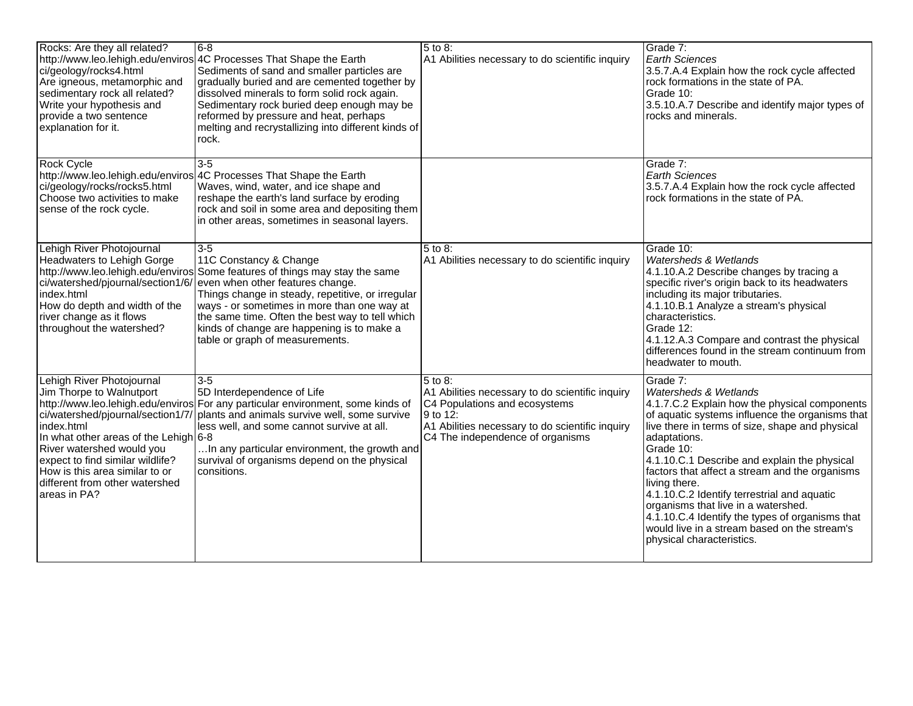| | | | |
|---|---|---|---|
| Rocks: Are they all related?<br>http://www.leo.lehigh.edu/envirosci/geology/rocks4.html<br>Are igneous, metamorphic and sedimentary rock all related? Write your hypothesis and provide a two sentence explanation for it. | 6-8<br>4C Processes That Shape the Earth<br>Sediments of sand and smaller particles are gradually buried and are cemented together by dissolved minerals to form solid rock again. Sedimentary rock buried deep enough may be reformed by pressure and heat, perhaps melting and recrystallizing into different kinds of rock. | 5 to 8:<br>A1 Abilities necessary to do scientific inquiry | Grade 7:<br>*Earth Sciences*<br>3.5.7.A.4 Explain how the rock cycle affected rock formations in the state of PA.<br>Grade 10:<br>3.5.10.A.7 Describe and identify major types of rocks and minerals. |
| Rock Cycle<br>http://www.leo.lehigh.edu/envirosci/geology/rocks/rocks5.html<br>Choose two activities to make sense of the rock cycle. | 3-5<br>4C Processes That Shape the Earth<br>Waves, wind, water, and ice shape and reshape the earth's land surface by eroding rock and soil in some area and depositing them in other areas, sometimes in seasonal layers. | | Grade 7:<br>*Earth Sciences*<br>3.5.7.A.4 Explain how the rock cycle affected rock formations in the state of PA. |
| Lehigh River Photojournal<br>Headwaters to Lehigh Gorge<br>http://www.leo.lehigh.edu/envirosci/watershed/pjournal/section1/6/index.html<br>How do depth and width of the river change as it flows throughout the watershed? | 3-5<br>11C Constancy & Change<br>Some features of things may stay the same even when other features change.<br>Things change in steady, repetitive, or irregular ways - or sometimes in more than one way at the same time. Often the best way to tell which kinds of change are happening is to make a table or graph of measurements. | 5 to 8:<br>A1 Abilities necessary to do scientific inquiry | Grade 10:<br>*Watersheds & Wetlands*<br>4.1.10.A.2 Describe changes by tracing a specific river's origin back to its headwaters including its major tributaries.<br>4.1.10.B.1 Analyze a stream's physical characteristics.<br>Grade 12:<br>4.1.12.A.3 Compare and contrast the physical differences found in the stream continuum from headwater to mouth. |
| Lehigh River Photojournal<br>Jim Thorpe to Walnutport<br>http://www.leo.lehigh.edu/envirosci/watershed/pjournal/section1/7/index.html<br>In what other areas of the Lehigh River watershed would you expect to find similar wildlife? How is this area similar to or different from other watershed areas in PA? | 3-5<br>5D Interdependence of Life<br>For any particular environment, some kinds of plants and animals survive well, some survive less well, and some cannot survive at all.<br>6-8<br>…In any particular environment, the growth and survival of organisms depend on the physical consitions. | 5 to 8:<br>A1 Abilities necessary to do scientific inquiry<br>C4 Populations and ecosystems<br>9 to 12:<br>A1 Abilities necessary to do scientific inquiry<br>C4 The independence of organisms | Grade 7:<br>*Watersheds & Wetlands*<br>4.1.7.C.2 Explain how the physical components of aquatic systems influence the organisms that live there in terms of size, shape and physical adaptations.<br>Grade 10:<br>4.1.10.C.1 Describe and explain the physical factors that affect a stream and the organisms living there.<br>4.1.10.C.2 Identify terrestrial and aquatic organisms that live in a watershed.<br>4.1.10.C.4 Identify the types of organisms that would live in a stream based on the stream's physical characteristics. |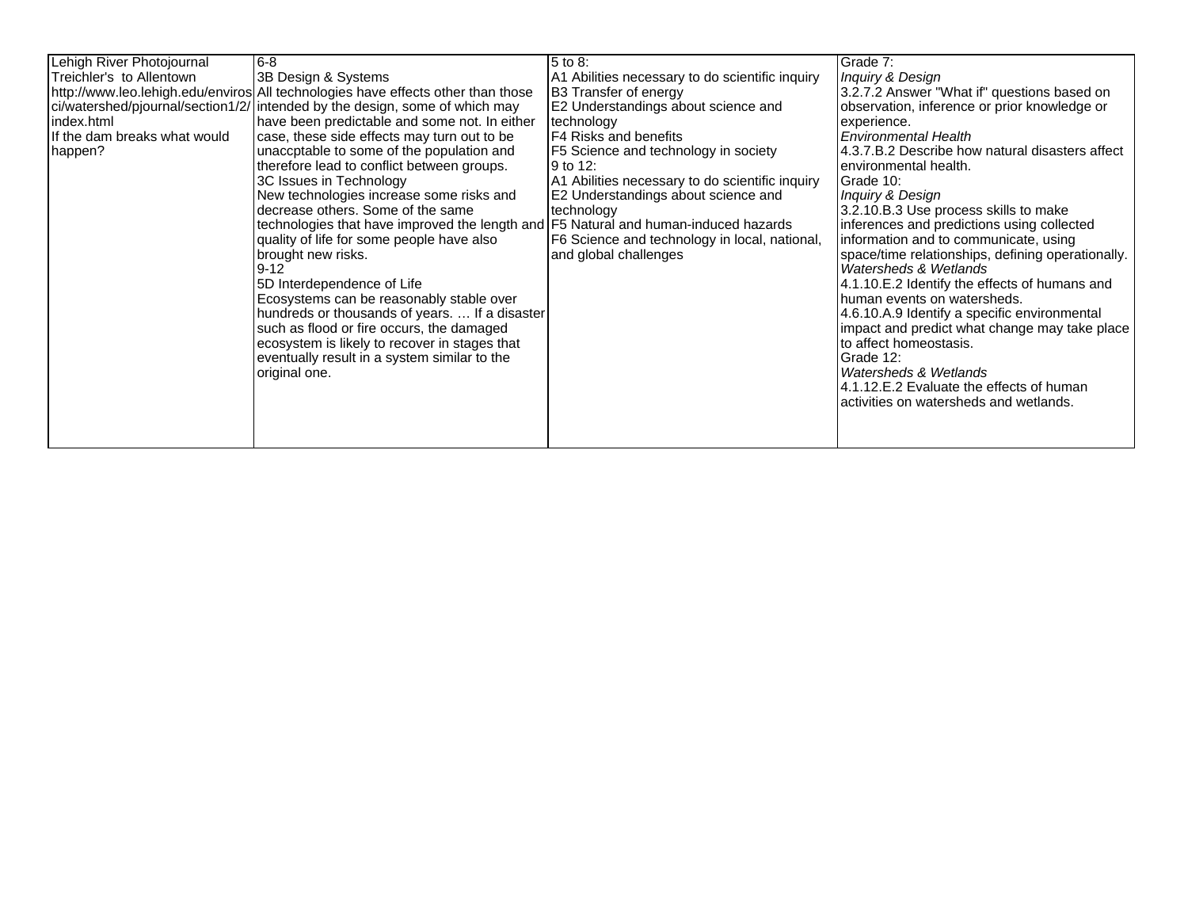| | | | |
|---|---|---|---|
| Lehigh River Photojournal<br>Treichler's to Allentown<br>http://www.leo.lehigh.edu/envirosci/watershed/pjournal/section1/2/index.html<br>If the dam breaks what would happen? | 6-8<br>3B Design & Systems<br>All technologies have effects other than those intended by the design, some of which may have been predictable and some not. In either case, these side effects may turn out to be unaccptable to some of the population and therefore lead to conflict between groups.<br>3C Issues in Technology<br>New technologies increase some risks and decrease others. Some of the same technologies that have improved the length and quality of life for some people have also brought new risks.<br>9-12<br>5D Interdependence of Life<br>Ecosystems can be reasonably stable over hundreds or thousands of years. … If a disaster such as flood or fire occurs, the damaged ecosystem is likely to recover in stages that eventually result in a system similar to the original one. | 5 to 8:<br>A1 Abilities necessary to do scientific inquiry<br>B3 Transfer of energy<br>E2 Understandings about science and technology<br>F4 Risks and benefits<br>F5 Science and technology in society<br>9 to 12:<br>A1 Abilities necessary to do scientific inquiry<br>E2 Understandings about science and technology<br>F5 Natural and human-induced hazards<br>F6 Science and technology in local, national, and global challenges | Grade 7:<br>*Inquiry & Design*<br>3.2.7.2 Answer "What if" questions based on observation, inference or prior knowledge or experience.<br>*Environmental Health*<br>4.3.7.B.2 Describe how natural disasters affect environmental health.<br>Grade 10:<br>*Inquiry & Design*<br>3.2.10.B.3 Use process skills to make inferences and predictions using collected information and to communicate, using space/time relationships, defining operationally.<br>*Watersheds & Wetlands*<br>4.1.10.E.2 Identify the effects of humans and human events on watersheds.<br>4.6.10.A.9 Identify a specific environmental impact and predict what change may take place to affect homeostasis.<br>Grade 12:<br>*Watersheds & Wetlands*<br>4.1.12.E.2 Evaluate the effects of human activities on watersheds and wetlands. |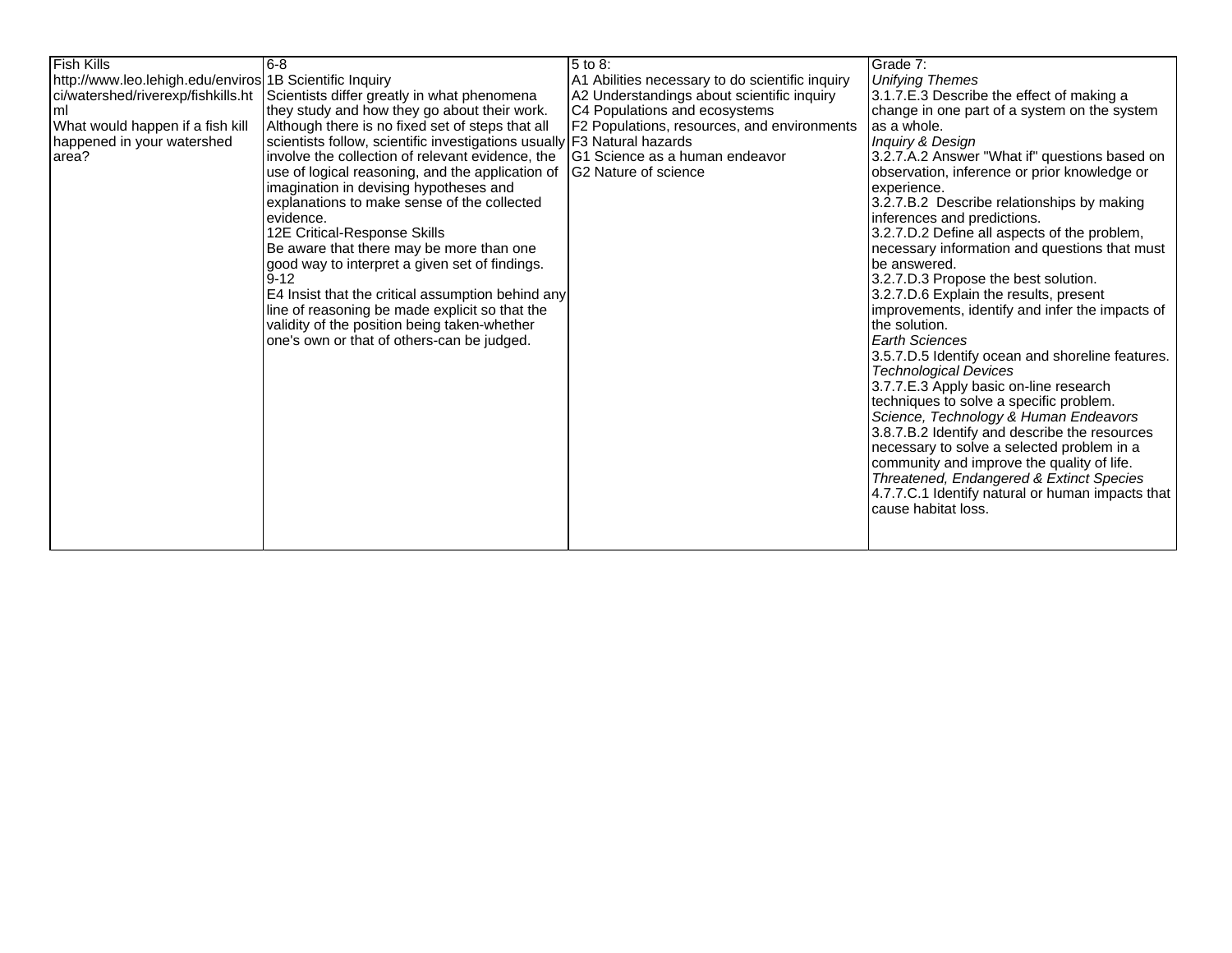| Fish Kills<br>http://www.leo.lehigh.edu/envirosci/watershed/riverexp/fishkills.html<br>What would happen if a fish kill happened in your watershed area? | 6-8<br>1B Scientific Inquiry<br>Scientists differ greatly in what phenomena they study and how they go about their work. Although there is no fixed set of steps that all scientists follow, scientific investigations usually involve the collection of relevant evidence, the use of logical reasoning, and the application of imagination in devising hypotheses and explanations to make sense of the collected evidence.<br>12E Critical-Response Skills<br>Be aware that there may be more than one good way to interpret a given set of findings.<br>9-12<br>E4 Insist that the critical assumption behind any line of reasoning be made explicit so that the validity of the position being taken-whether one's own or that of others-can be judged. | 5 to 8:<br>A1 Abilities necessary to do scientific inquiry<br>A2 Understandings about scientific inquiry<br>C4 Populations and ecosystems<br>F2 Populations, resources, and environments<br>F3 Natural hazards<br>G1 Science as a human endeavor<br>G2 Nature of science | Grade 7:<br>*Unifying Themes*<br>3.1.7.E.3 Describe the effect of making a change in one part of a system on the system as a whole.<br>*Inquiry & Design*<br>3.2.7.A.2 Answer "What if" questions based on observation, inference or prior knowledge or experience.<br>3.2.7.B.2 Describe relationships by making inferences and predictions.<br>3.2.7.D.2 Define all aspects of the problem, necessary information and questions that must be answered.<br>3.2.7.D.3 Propose the best solution.<br>3.2.7.D.6 Explain the results, present improvements, identify and infer the impacts of the solution.<br>*Earth Sciences*<br>3.5.7.D.5 Identify ocean and shoreline features.<br>*Technological Devices*<br>3.7.7.E.3 Apply basic on-line research techniques to solve a specific problem.<br>*Science, Technology & Human Endeavors*<br>3.8.7.B.2 Identify and describe the resources necessary to solve a selected problem in a community and improve the quality of life.<br>*Threatened, Endangered & Extinct Species*<br>4.7.7.C.1 Identify natural or human impacts that cause habitat loss. |
|---|---|---|---|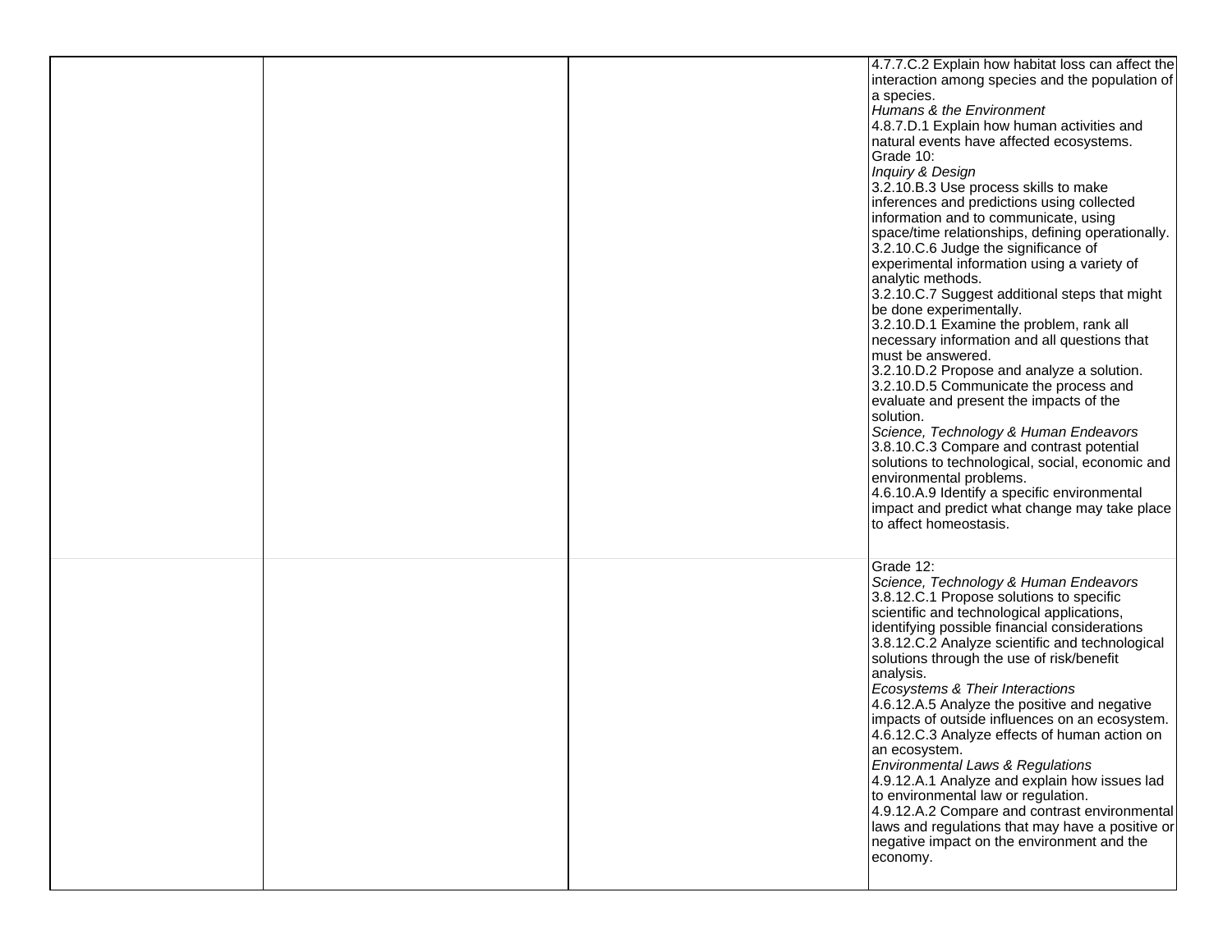| | | | |
|---|---|---|---|
| | | | 4.7.7.C.2 Explain how habitat loss can affect the interaction among species and the population of a species.<br>*Humans & the Environment*<br>4.8.7.D.1 Explain how human activities and natural events have affected ecosystems.<br>Grade 10:<br>*Inquiry & Design*<br>3.2.10.B.3 Use process skills to make inferences and predictions using collected information and to communicate, using space/time relationships, defining operationally.<br>3.2.10.C.6 Judge the significance of experimental information using a variety of analytic methods.<br>3.2.10.C.7 Suggest additional steps that might be done experimentally.<br>3.2.10.D.1 Examine the problem, rank all necessary information and all questions that must be answered.<br>3.2.10.D.2 Propose and analyze a solution.<br>3.2.10.D.5 Communicate the process and evaluate and present the impacts of the solution.<br>*Science, Technology & Human Endeavors*<br>3.8.10.C.3 Compare and contrast potential solutions to technological, social, economic and environmental problems.<br>4.6.10.A.9 Identify a specific environmental impact and predict what change may take place to affect homeostasis. |
| | | | Grade 12:<br>*Science, Technology & Human Endeavors*<br>3.8.12.C.1 Propose solutions to specific scientific and technological applications, identifying possible financial considerations<br>3.8.12.C.2 Analyze scientific and technological solutions through the use of risk/benefit analysis.<br>*Ecosystems & Their Interactions*<br>4.6.12.A.5 Analyze the positive and negative impacts of outside influences on an ecosystem.<br>4.6.12.C.3 Analyze effects of human action on an ecosystem.<br>*Environmental Laws & Regulations*<br>4.9.12.A.1 Analyze and explain how issues lad to environmental law or regulation.<br>4.9.12.A.2 Compare and contrast environmental laws and regulations that may have a positive or negative impact on the environment and the economy. |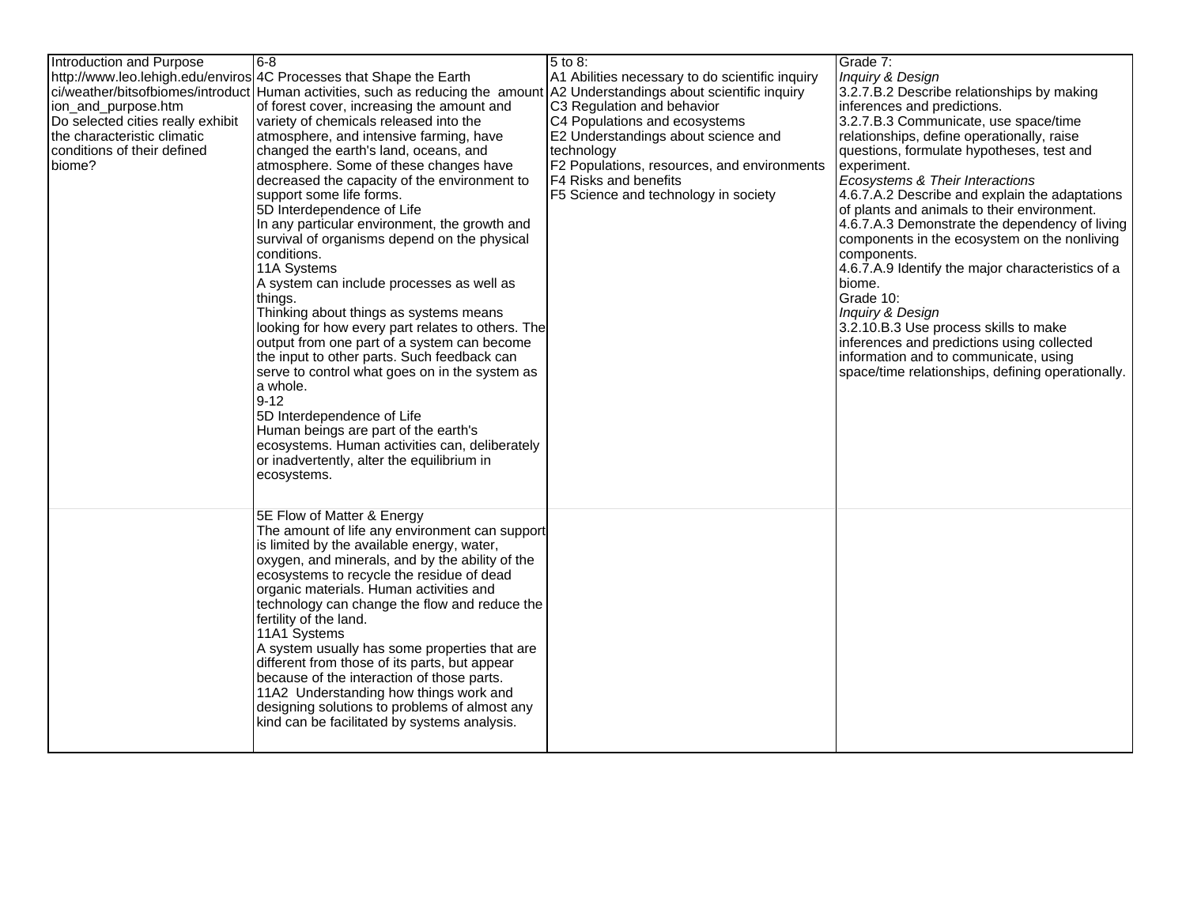| Introduction and Purpose<br>http://www.leo.lehigh.edu/envirosci/weather/bitsofbiomes/introduction_and_purpose.htm<br>Do selected cities really exhibit the characteristic climatic conditions of their defined biome? | 6-8<br>4C Processes that Shape the Earth<br>Human activities, such as reducing the amount of forest cover, increasing the amount and variety of chemicals released into the atmosphere, and intensive farming, have changed the earth's land, oceans, and atmosphere. Some of these changes have decreased the capacity of the environment to support some life forms.<br>5D Interdependence of Life<br>In any particular environment, the growth and survival of organisms depend on the physical conditions.<br>11A Systems<br>A system can include processes as well as things.<br>Thinking about things as systems means looking for how every part relates to others. The output from one part of a system can become the input to other parts. Such feedback can serve to control what goes on in the system as a whole.<br>9-12<br>5D Interdependence of Life<br>Human beings are part of the earth's ecosystems. Human activities can, deliberately or inadvertently, alter the equilibrium in ecosystems. | 5 to 8:<br>A1 Abilities necessary to do scientific inquiry<br>A2 Understandings about scientific inquiry<br>C3 Regulation and behavior<br>C4 Populations and ecosystems<br>E2 Understandings about science and technology<br>F2 Populations, resources, and environments<br>F4 Risks and benefits<br>F5 Science and technology in society | Grade 7:<br>*Inquiry & Design*<br>3.2.7.B.2 Describe relationships by making inferences and predictions.<br>3.2.7.B.3 Communicate, use space/time relationships, define operationally, raise questions, formulate hypotheses, test and experiment.<br>*Ecosystems & Their Interactions*<br>4.6.7.A.2 Describe and explain the adaptations of plants and animals to their environment.<br>4.6.7.A.3 Demonstrate the dependency of living components in the ecosystem on the nonliving components.<br>4.6.7.A.9 Identify the major characteristics of a biome.<br>Grade 10:<br>*Inquiry & Design*<br>3.2.10.B.3 Use process skills to make inferences and predictions using collected information and to communicate, using space/time relationships, defining operationally. |
|---|---|---|---|
| | 5E Flow of Matter & Energy<br>The amount of life any environment can support is limited by the available energy, water, oxygen, and minerals, and by the ability of the ecosystems to recycle the residue of dead organic materials. Human activities and technology can change the flow and reduce the fertility of the land.<br>11A1 Systems<br>A system usually has some properties that are different from those of its parts, but appear because of the interaction of those parts.<br>11A2 Understanding how things work and designing solutions to problems of almost any kind can be facilitated by systems analysis. | | |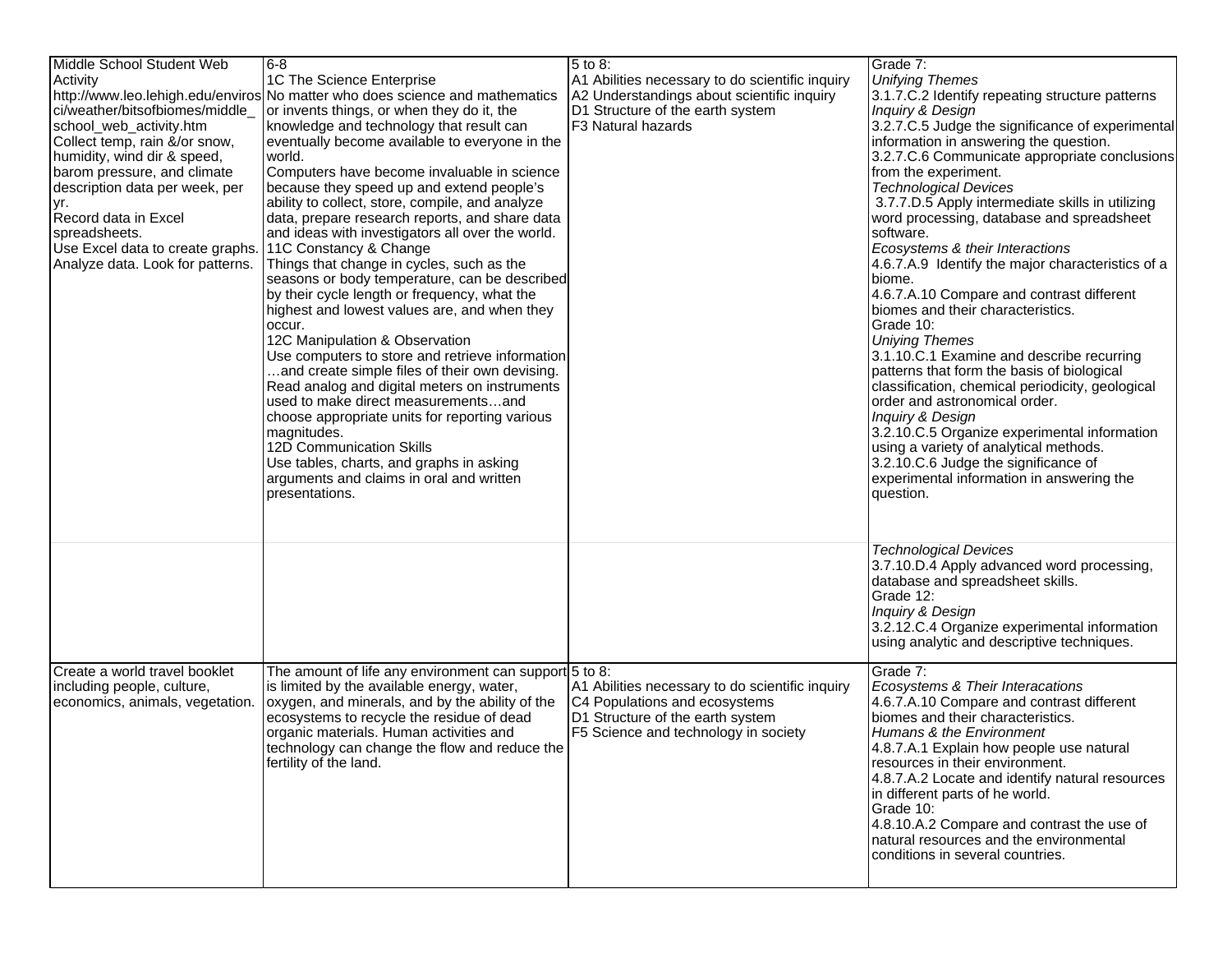| | | | |
|---|---|---|---|
| Middle School Student Web Activity<br>http://www.leo.lehigh.edu/envirosci/weather/bitsofbiomes/middle_school_web_activity.htm<br>Collect temp, rain &/or snow, humidity, wind dir & speed, barom pressure, and climate description data per week, per yr.<br>Record data in Excel spreadsheets.<br>Use Excel data to create graphs.<br>Analyze data. Look for patterns. | 6-8<br>1C The Science Enterprise<br>No matter who does science and mathematics or invents things, or when they do it, the knowledge and technology that result can eventually become available to everyone in the world.<br>Computers have become invaluable in science because they speed up and extend people's ability to collect, store, compile, and analyze data, prepare research reports, and share data and ideas with investigators all over the world.<br>11C Constancy & Change<br>Things that change in cycles, such as the seasons or body temperature, can be described by their cycle length or frequency, what the highest and lowest values are, and when they occur.<br>12C Manipulation & Observation<br>Use computers to store and retrieve information …and create simple files of their own devising. Read analog and digital meters on instruments used to make direct measurements…and choose appropriate units for reporting various magnitudes.<br>12D Communication Skills<br>Use tables, charts, and graphs in asking arguments and claims in oral and written presentations. | 5 to 8:<br>A1 Abilities necessary to do scientific inquiry<br>A2 Understandings about scientific inquiry<br>D1 Structure of the earth system<br>F3 Natural hazards | Grade 7:<br>*Unifying Themes*<br>3.1.7.C.2 Identify repeating structure patterns<br>*Inquiry & Design*<br>3.2.7.C.5 Judge the significance of experimental information in answering the question.<br>3.2.7.C.6 Communicate appropriate conclusions from the experiment.<br>*Technological Devices*<br>3.7.7.D.5 Apply intermediate skills in utilizing word processing, database and spreadsheet software.<br>*Ecosystems & their Interactions*<br>4.6.7.A.9 Identify the major characteristics of a biome.<br>4.6.7.A.10 Compare and contrast different biomes and their characteristics.<br>Grade 10:<br>*Uniying Themes*<br>3.1.10.C.1 Examine and describe recurring patterns that form the basis of biological classification, chemical periodicity, geological order and astronomical order.<br>*Inquiry & Design*<br>3.2.10.C.5 Organize experimental information using a variety of analytical methods.<br>3.2.10.C.6 Judge the significance of experimental information in answering the question. |
| | | | *Technological Devices*<br>3.7.10.D.4 Apply advanced word processing, database and spreadsheet skills.<br>Grade 12:<br>*Inquiry & Design*<br>3.2.12.C.4 Organize experimental information using analytic and descriptive techniques. |
| Create a world travel booklet including people, culture, economics, animals, vegetation. | The amount of life any environment can support is limited by the available energy, water, oxygen, and minerals, and by the ability of the ecosystems to recycle the residue of dead organic materials. Human activities and technology can change the flow and reduce the fertility of the land. | 5 to 8:<br>A1 Abilities necessary to do scientific inquiry<br>C4 Populations and ecosystems<br>D1 Structure of the earth system<br>F5 Science and technology in society | Grade 7:<br>*Ecosystems & Their Interacations*<br>4.6.7.A.10 Compare and contrast different biomes and their characteristics.<br>*Humans & the Environment*<br>4.8.7.A.1 Explain how people use natural resources in their environment.<br>4.8.7.A.2 Locate and identify natural resources in different parts of he world.<br>Grade 10:<br>4.8.10.A.2 Compare and contrast the use of natural resources and the environmental conditions in several countries. |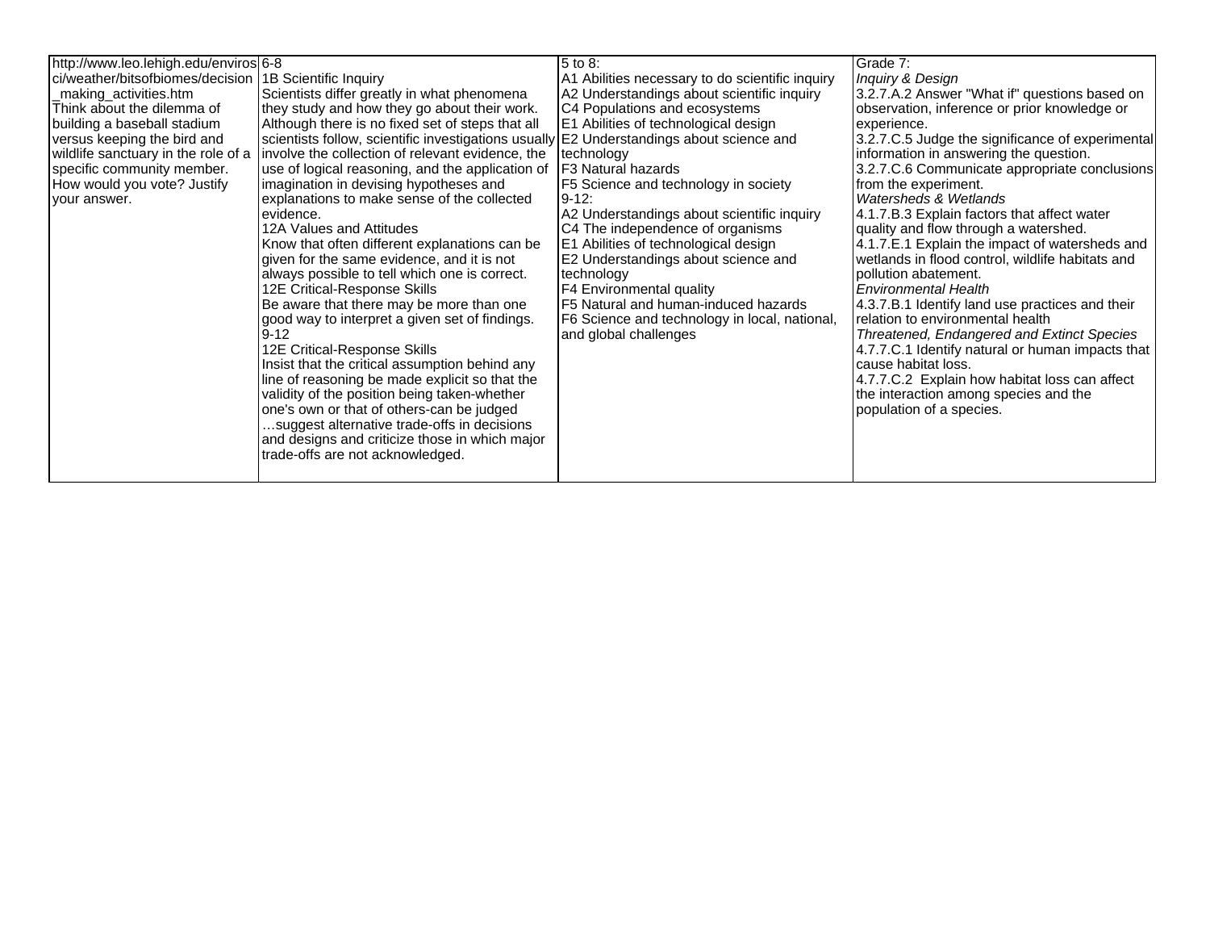| | | | |
|---|---|---|---|
| http://www.leo.lehigh.edu/envirosci/weather/bitsofbiomes/decision_making_activities.htm<br>Think about the dilemma of building a baseball stadium versus keeping the bird and wildlife sanctuary in the role of a specific community member. How would you vote? Justify your answer. | 6-8<br>1B Scientific Inquiry<br>Scientists differ greatly in what phenomena they study and how they go about their work. Although there is no fixed set of steps that all scientists follow, scientific investigations usually involve the collection of relevant evidence, the use of logical reasoning, and the application of imagination in devising hypotheses and explanations to make sense of the collected evidence.<br>12A Values and Attitudes<br>Know that often different explanations can be given for the same evidence, and it is not always possible to tell which one is correct.<br>12E Critical-Response Skills<br>Be aware that there may be more than one good way to interpret a given set of findings.<br>9-12<br>12E Critical-Response Skills<br>Insist that the critical assumption behind any line of reasoning be made explicit so that the validity of the position being taken-whether one's own or that of others-can be judged<br>…suggest alternative trade-offs in decisions and designs and criticize those in which major trade-offs are not acknowledged. | 5 to 8:<br>A1 Abilities necessary to do scientific inquiry<br>A2 Understandings about scientific inquiry<br>C4 Populations and ecosystems<br>E1 Abilities of technological design<br>E2 Understandings about science and technology<br>F3 Natural hazards<br>F5 Science and technology in society<br>9-12:<br>A2 Understandings about scientific inquiry<br>C4 The independence of organisms<br>E1 Abilities of technological design<br>E2 Understandings about science and technology<br>F4 Environmental quality<br>F5 Natural and human-induced hazards<br>F6 Science and technology in local, national, and global challenges | Grade 7:<br>*Inquiry & Design*<br>3.2.7.A.2 Answer "What if" questions based on observation, inference or prior knowledge or experience.<br>3.2.7.C.5 Judge the significance of experimental information in answering the question.<br>3.2.7.C.6 Communicate appropriate conclusions from the experiment.<br>*Watersheds & Wetlands*<br>4.1.7.B.3 Explain factors that affect water quality and flow through a watershed.<br>4.1.7.E.1 Explain the impact of watersheds and wetlands in flood control, wildlife habitats and pollution abatement.<br>*Environmental Health*<br>4.3.7.B.1 Identify land use practices and their relation to environmental health<br>*Threatened, Endangered and Extinct Species*<br>4.7.7.C.1 Identify natural or human impacts that cause habitat loss.<br>4.7.7.C.2 Explain how habitat loss can affect the interaction among species and the population of a species. |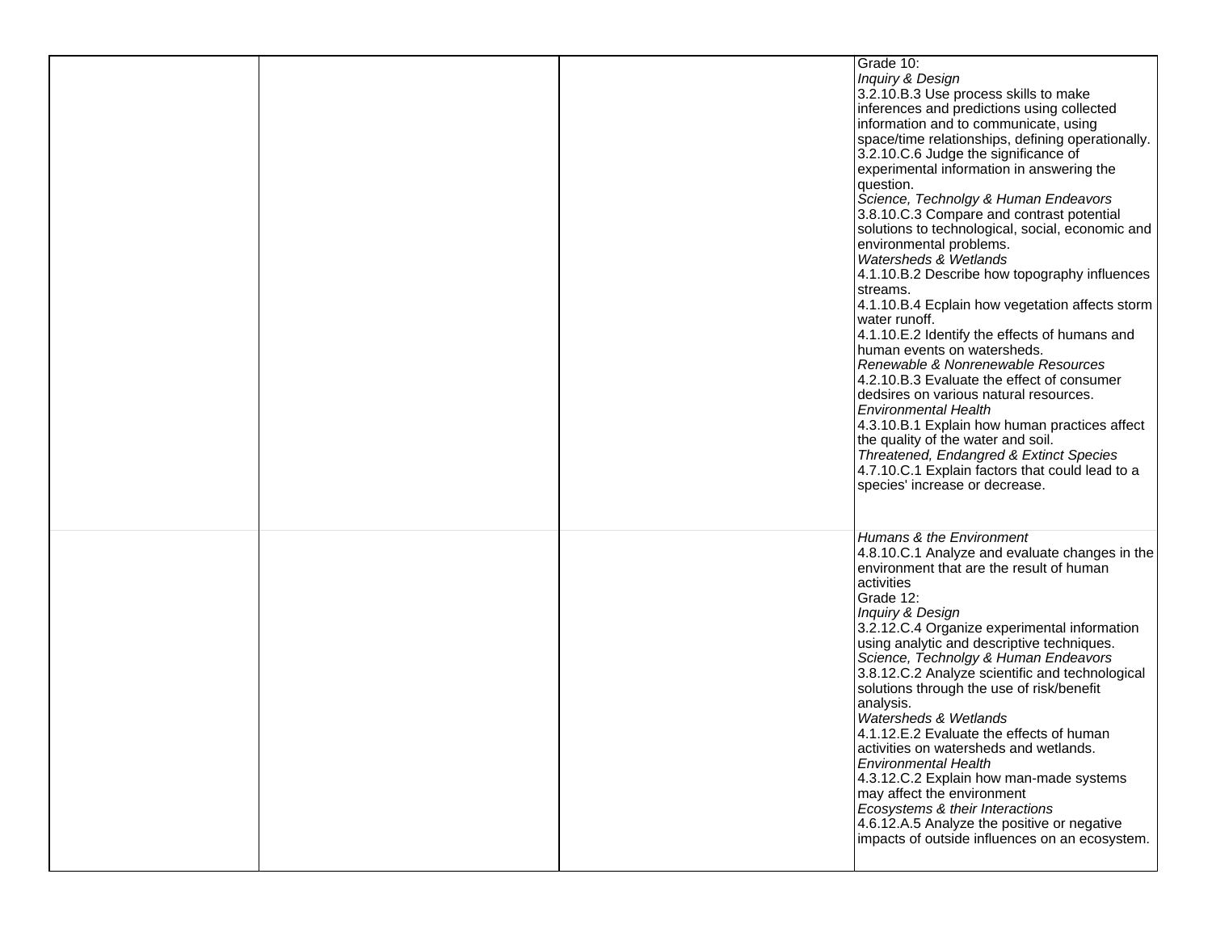| | | | |
|---|---|---|---|
| | | | Grade 10:<br>*Inquiry & Design*<br>3.2.10.B.3 Use process skills to make inferences and predictions using collected information and to communicate, using space/time relationships, defining operationally.<br>3.2.10.C.6 Judge the significance of experimental information in answering the question.<br>*Science, Technolgy & Human Endeavors*<br>3.8.10.C.3 Compare and contrast potential solutions to technological, social, economic and environmental problems.<br>*Watersheds & Wetlands*<br>4.1.10.B.2 Describe how topography influences streams.<br>4.1.10.B.4 Ecplain how vegetation affects storm water runoff.<br>4.1.10.E.2 Identify the effects of humans and human events on watersheds.<br>*Renewable & Nonrenewable Resources*<br>4.2.10.B.3 Evaluate the effect of consumer dedsires on various natural resources.<br>*Environmental Health*<br>4.3.10.B.1 Explain how human practices affect the quality of the water and soil.<br>*Threatened, Endangred & Extinct Species*<br>4.7.10.C.1 Explain factors that could lead to a species' increase or decrease. |
| | | | *Humans & the Environment*<br>4.8.10.C.1 Analyze and evaluate changes in the environment that are the result of human activities<br>Grade 12:<br>*Inquiry & Design*<br>3.2.12.C.4 Organize experimental information using analytic and descriptive techniques.<br>*Science, Technolgy & Human Endeavors*<br>3.8.12.C.2 Analyze scientific and technological solutions through the use of risk/benefit analysis.<br>*Watersheds & Wetlands*<br>4.1.12.E.2 Evaluate the effects of human activities on watersheds and wetlands.<br>*Environmental Health*<br>4.3.12.C.2 Explain how man-made systems may affect the environment<br>*Ecosystems & their Interactions*<br>4.6.12.A.5 Analyze the positive or negative impacts of outside influences on an ecosystem. |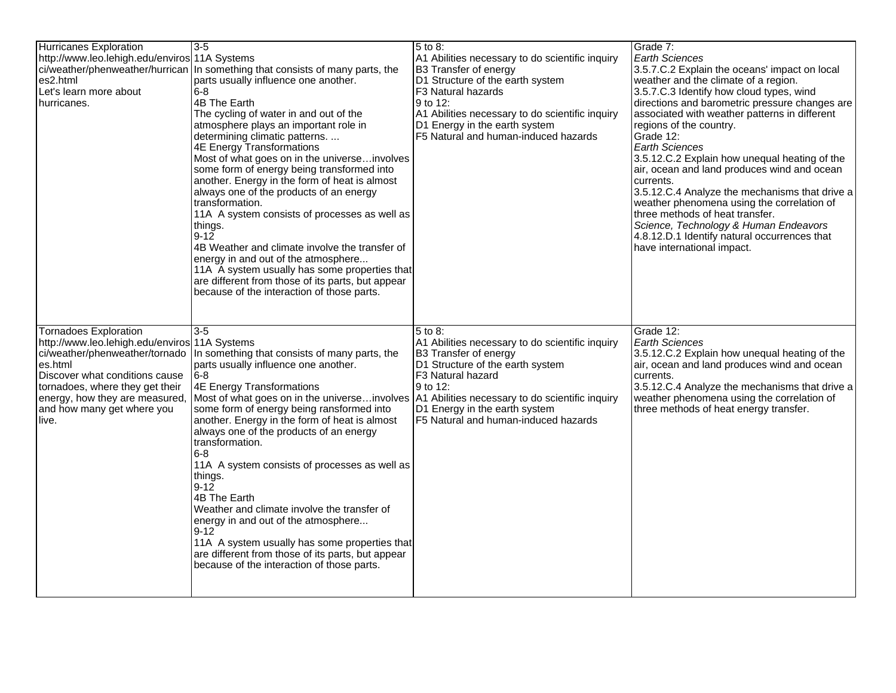| | | | |
|---|---|---|---|
| Hurricanes Exploration<br>http://www.leo.lehigh.edu/envirosci/weather/phenweather/hurricanes2.html<br>Let's learn more about hurricanes. | 3-5<br>11A Systems<br>In something that consists of many parts, the parts usually influence one another.<br>6-8<br>4B The Earth<br>The cycling of water in and out of the atmosphere plays an important role in determining climatic patterns. ...<br>4E Energy Transformations<br>Most of what goes on in the universe…involves some form of energy being transformed into another. Energy in the form of heat is almost always one of the products of an energy transformation.<br>11A A system consists of processes as well as things.<br>9-12<br>4B Weather and climate involve the transfer of energy in and out of the atmosphere...<br>11A A system usually has some properties that are different from those of its parts, but appear because of the interaction of those parts. | 5 to 8:<br>A1 Abilities necessary to do scientific inquiry<br>B3 Transfer of energy<br>D1 Structure of the earth system<br>F3 Natural hazards<br>9 to 12:<br>A1 Abilities necessary to do scientific inquiry<br>D1 Energy in the earth system<br>F5 Natural and human-induced hazards | Grade 7:<br>*Earth Sciences*<br>3.5.7.C.2 Explain the oceans' impact on local weather and the climate of a region.<br>3.5.7.C.3 Identify how cloud types, wind directions and barometric pressure changes are associated with weather patterns in different regions of the country.<br>Grade 12:<br>*Earth Sciences*<br>3.5.12.C.2 Explain how unequal heating of the air, ocean and land produces wind and ocean currents.<br>3.5.12.C.4 Analyze the mechanisms that drive a weather phenomena using the correlation of three methods of heat transfer.<br>*Science, Technology & Human Endeavors*<br>4.8.12.D.1 Identify natural occurrences that have international impact. |
| Tornadoes Exploration<br>http://www.leo.lehigh.edu/envirosci/weather/phenweather/tornadoes.html<br>Discover what conditions cause tornadoes, where they get their energy, how they are measured, and how many get where you live. | 3-5<br>11A Systems<br>In something that consists of many parts, the parts usually influence one another.<br>6-8<br>4E Energy Transformations<br>Most of what goes on in the universe…involves some form of energy being ransformed into another. Energy in the form of heat is almost always one of the products of an energy transformation.<br>6-8<br>11A A system consists of processes as well as things.<br>9-12<br>4B The Earth<br>Weather and climate involve the transfer of energy in and out of the atmosphere...<br>9-12<br>11A A system usually has some properties that are different from those of its parts, but appear because of the interaction of those parts. | 5 to 8:<br>A1 Abilities necessary to do scientific inquiry<br>B3 Transfer of energy<br>D1 Structure of the earth system<br>F3 Natural hazard<br>9 to 12:<br>A1 Abilities necessary to do scientific inquiry<br>D1 Energy in the earth system<br>F5 Natural and human-induced hazards | Grade 12:<br>*Earth Sciences*<br>3.5.12.C.2 Explain how unequal heating of the air, ocean and land produces wind and ocean currents.<br>3.5.12.C.4 Analyze the mechanisms that drive a weather phenomena using the correlation of three methods of heat energy transfer. |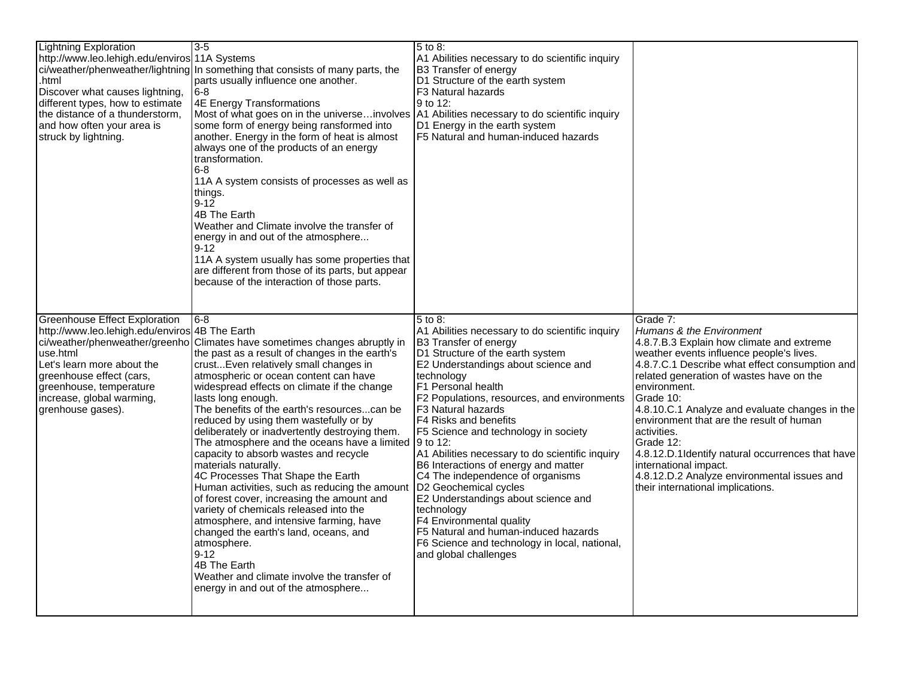| | | | |
|---|---|---|---|
| Lightning Exploration<br>http://www.leo.lehigh.edu/envirosci/weather/phenweather/lightning.html<br>Discover what causes lightning, different types, how to estimate the distance of a thunderstorm, and how often your area is struck by lightning. | 3-5<br>11A Systems<br>In something that consists of many parts, the parts usually influence one another.<br>6-8<br>4E Energy Transformations<br>Most of what goes on in the universe…involves some form of energy being ransformed into another. Energy in the form of heat is almost always one of the products of an energy transformation.<br>6-8<br>11A A system consists of processes as well as things.<br>9-12<br>4B The Earth<br>Weather and Climate involve the transfer of energy in and out of the atmosphere...<br>9-12<br>11A A system usually has some properties that are different from those of its parts, but appear because of the interaction of those parts. | 5 to 8:<br>A1 Abilities necessary to do scientific inquiry<br>B3 Transfer of energy<br>D1 Structure of the earth system<br>F3 Natural hazards<br>9 to 12:<br>A1 Abilities necessary to do scientific inquiry<br>D1 Energy in the earth system<br>F5 Natural and human-induced hazards | |
| Greenhouse Effect Exploration<br>http://www.leo.lehigh.edu/envirosci/weather/phenweather/greenhouse.html<br>Let's learn more about the greenhouse effect (cars, greenhouse, temperature increase, global warming, grenhouse gases). | 6-8<br>4B The Earth<br>Climates have sometimes changes abruptly in the past as a result of changes in the earth's crust...Even relatively small changes in atmospheric or ocean content can have widespread effects on climate if the change lasts long enough.<br>The benefits of the earth's resources...can be reduced by using them wastefully or by deliberately or inadvertently destroying them. The atmosphere and the oceans have a limited capacity to absorb wastes and recycle materials naturally.<br>4C Processes That Shape the Earth<br>Human activities, such as reducing the amount of forest cover, increasing the amount and variety of chemicals released into the atmosphere, and intensive farming, have changed the earth's land, oceans, and atmosphere.<br>9-12<br>4B The Earth<br>Weather and climate involve the transfer of energy in and out of the atmosphere... | 5 to 8:<br>A1 Abilities necessary to do scientific inquiry<br>B3 Transfer of energy<br>D1 Structure of the earth system<br>E2 Understandings about science and technology<br>F1 Personal health<br>F2 Populations, resources, and environments<br>F3 Natural hazards<br>F4 Risks and benefits<br>F5 Science and technology in society<br>9 to 12:<br>A1 Abilities necessary to do scientific inquiry<br>B6 Interactions of energy and matter<br>C4 The independence of organisms<br>D2 Geochemical cycles<br>E2 Understandings about science and technology<br>F4 Environmental quality<br>F5 Natural and human-induced hazards<br>F6 Science and technology in local, national, and global challenges | Grade 7:<br>*Humans & the Environment*<br>4.8.7.B.3 Explain how climate and extreme weather events influence people's lives.<br>4.8.7.C.1 Describe what effect consumption and related generation of wastes have on the environment.<br>Grade 10:<br>4.8.10.C.1 Analyze and evaluate changes in the environment that are the result of human activities.<br>Grade 12:<br>4.8.12.D.1Identify natural occurrences that have international impact.<br>4.8.12.D.2 Analyze environmental issues and their international implications. |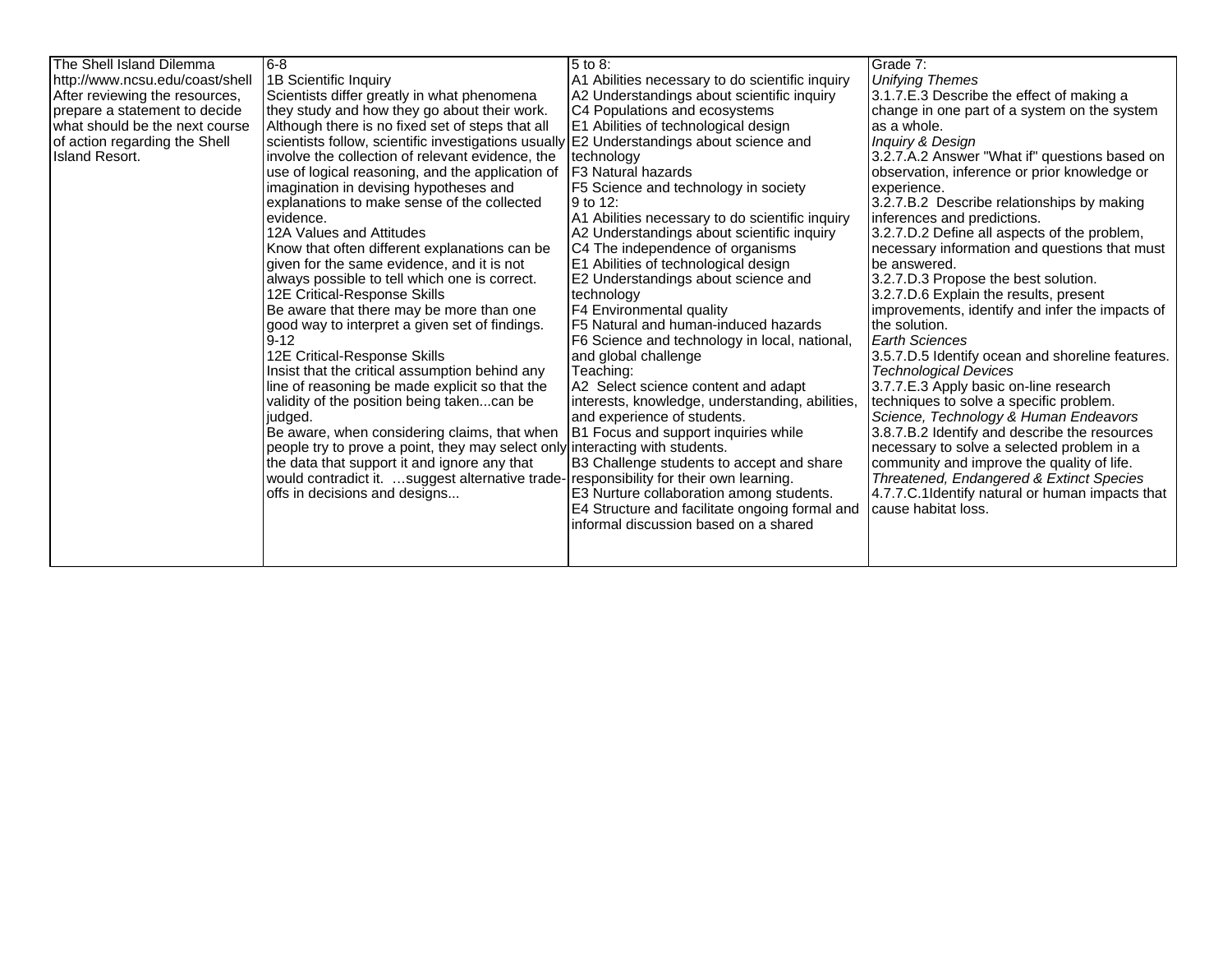| | | | |
|---|---|---|---|
| The Shell Island Dilemma<br>http://www.ncsu.edu/coast/shell<br>After reviewing the resources, prepare a statement to decide what should be the next course of action regarding the Shell Island Resort. | 6-8<br>1B Scientific Inquiry<br>Scientists differ greatly in what phenomena they study and how they go about their work. Although there is no fixed set of steps that all scientists follow, scientific investigations usually involve the collection of relevant evidence, the use of logical reasoning, and the application of imagination in devising hypotheses and explanations to make sense of the collected evidence.<br>12A Values and Attitudes<br>Know that often different explanations can be given for the same evidence, and it is not always possible to tell which one is correct.<br>12E Critical-Response Skills<br>Be aware that there may be more than one good way to interpret a given set of findings.<br>9-12<br>12E Critical-Response Skills<br>Insist that the critical assumption behind any line of reasoning be made explicit so that the validity of the position being taken...can be judged.<br>Be aware, when considering claims, that when people try to prove a point, they may select only the data that support it and ignore any that would contradict it. …suggest alternative trade-offs in decisions and designs... | 5 to 8:<br>A1 Abilities necessary to do scientific inquiry<br>A2 Understandings about scientific inquiry<br>C4 Populations and ecosystems<br>E1 Abilities of technological design<br>E2 Understandings about science and technology<br>F3 Natural hazards<br>F5 Science and technology in society<br>9 to 12:<br>A1 Abilities necessary to do scientific inquiry<br>A2 Understandings about scientific inquiry<br>C4 The independence of organisms<br>E1 Abilities of technological design<br>E2 Understandings about science and technology<br>F4 Environmental quality<br>F5 Natural and human-induced hazards<br>F6 Science and technology in local, national, and global challenge<br>Teaching:<br>A2 Select science content and adapt interests, knowledge, understanding, abilities, and experience of students.<br>B1 Focus and support inquiries while interacting with students.<br>B3 Challenge students to accept and share responsibility for their own learning.<br>E3 Nurture collaboration among students.<br>E4 Structure and facilitate ongoing formal and informal discussion based on a shared | Grade 7:<br>*Unifying Themes*<br>3.1.7.E.3 Describe the effect of making a change in one part of a system on the system as a whole.<br>*Inquiry & Design*<br>3.2.7.A.2 Answer "What if" questions based on observation, inference or prior knowledge or experience.<br>3.2.7.B.2 Describe relationships by making inferences and predictions.<br>3.2.7.D.2 Define all aspects of the problem, necessary information and questions that must be answered.<br>3.2.7.D.3 Propose the best solution.<br>3.2.7.D.6 Explain the results, present improvements, identify and infer the impacts of the solution.<br>*Earth Sciences*<br>3.5.7.D.5 Identify ocean and shoreline features.<br>*Technological Devices*<br>3.7.7.E.3 Apply basic on-line research techniques to solve a specific problem.<br>*Science, Technology & Human Endeavors*<br>3.8.7.B.2 Identify and describe the resources necessary to solve a selected problem in a community and improve the quality of life.<br>*Threatened, Endangered & Extinct Species*<br>4.7.7.C.1Identify natural or human impacts that cause habitat loss. |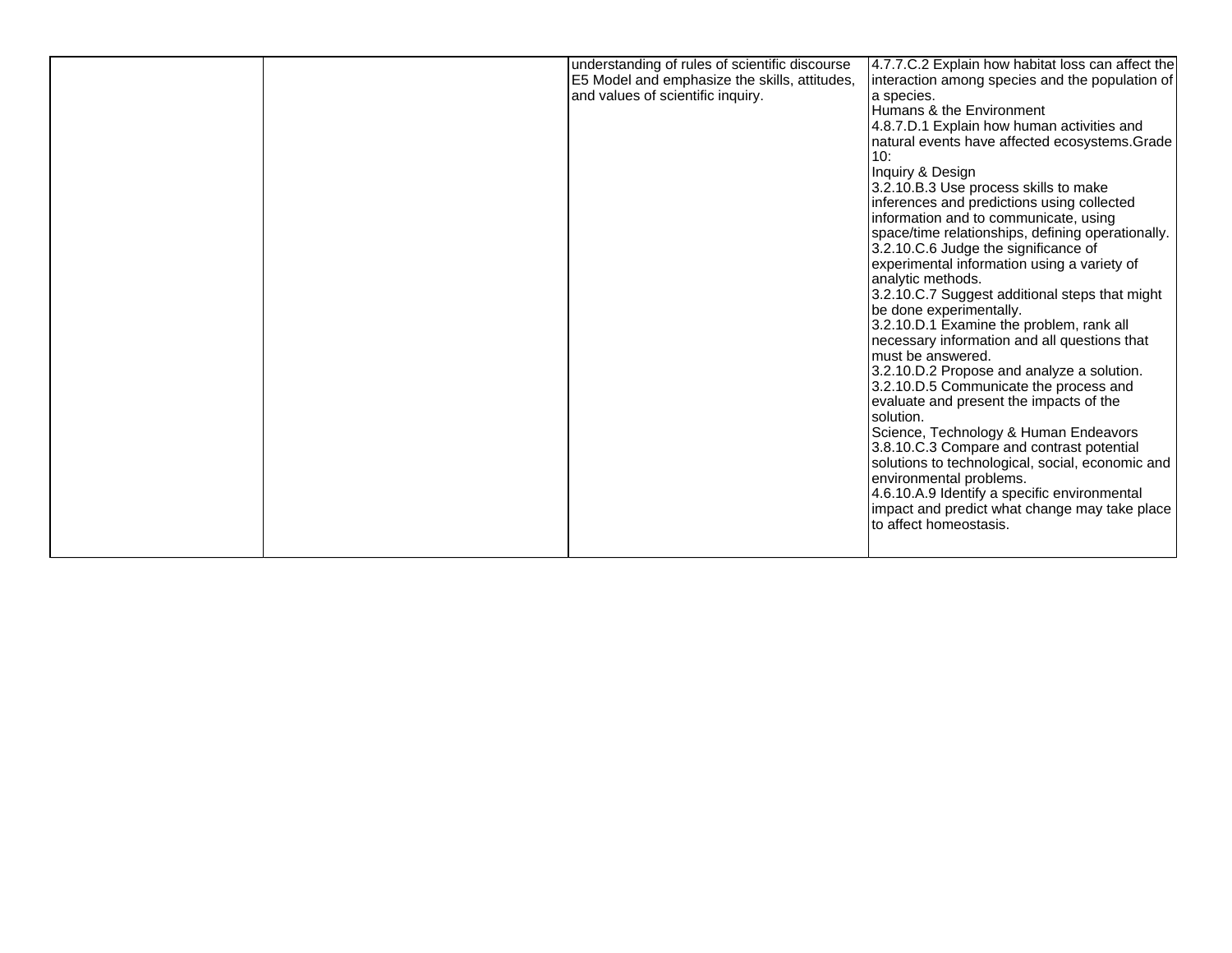|  |  | understanding of rules of scientific discourse<br>E5 Model and emphasize the skills, attitudes, and values of scientific inquiry. | 4.7.7.C.2 Explain how habitat loss can affect the interaction among species and the population of a species.<br>Humans & the Environment<br>4.8.7.D.1 Explain how human activities and natural events have affected ecosystems.Grade 10:<br>Inquiry & Design<br>3.2.10.B.3 Use process skills to make inferences and predictions using collected information and to communicate, using space/time relationships, defining operationally.<br>3.2.10.C.6 Judge the significance of experimental information using a variety of analytic methods.<br>3.2.10.C.7 Suggest additional steps that might be done experimentally.<br>3.2.10.D.1 Examine the problem, rank all necessary information and all questions that must be answered.<br>3.2.10.D.2 Propose and analyze a solution.<br>3.2.10.D.5 Communicate the process and evaluate and present the impacts of the solution.<br>Science, Technology & Human Endeavors<br>3.8.10.C.3 Compare and contrast potential solutions to technological, social, economic and environmental problems.<br>4.6.10.A.9 Identify a specific environmental impact and predict what change may take place to affect homeostasis. |
|---|---|---|---|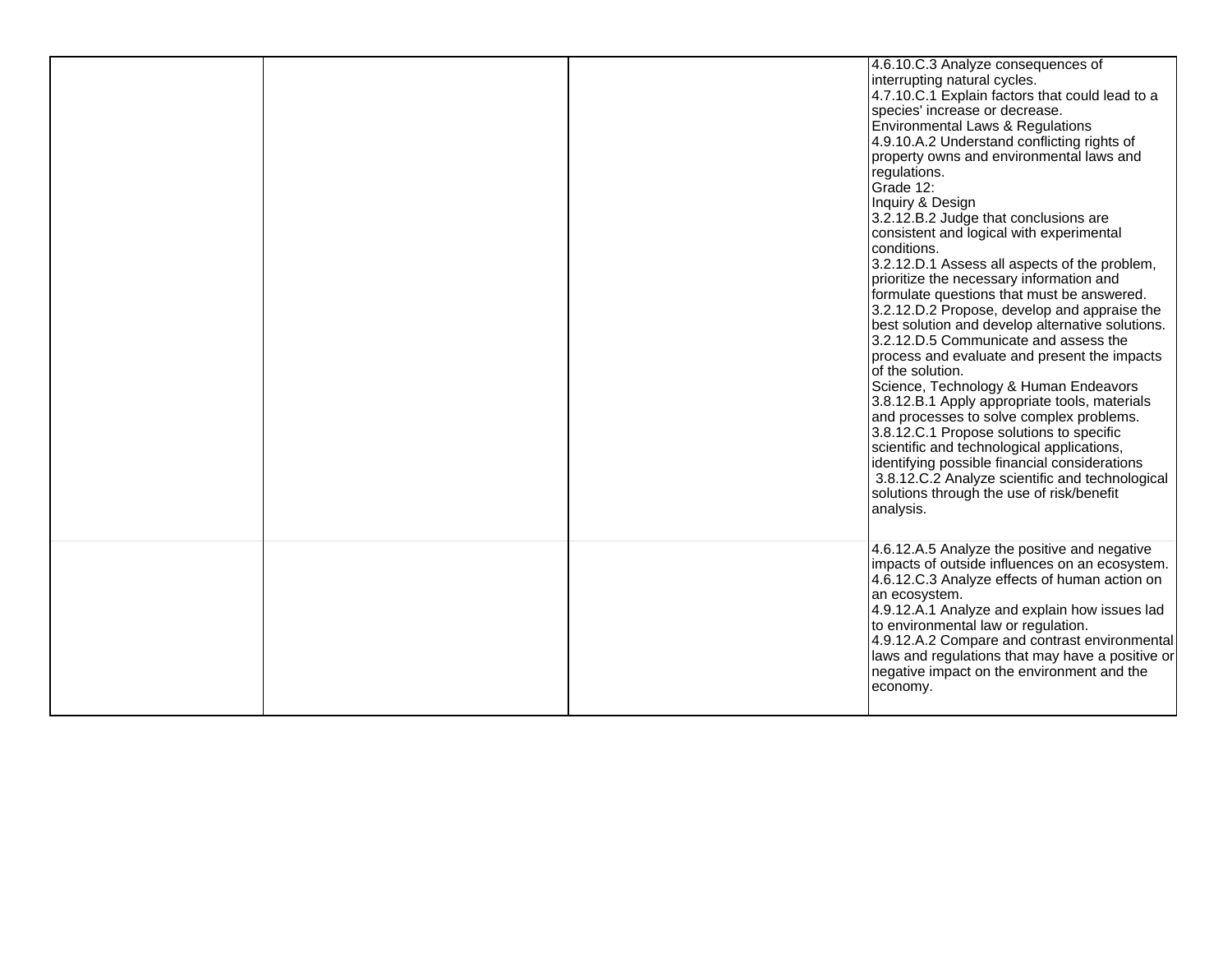| | | | |
|---|---|---|---|
| | | | 4.6.10.C.3 Analyze consequences of interrupting natural cycles.<br>4.7.10.C.1 Explain factors that could lead to a species' increase or decrease.<br>Environmental Laws & Regulations<br>4.9.10.A.2 Understand conflicting rights of property owns and environmental laws and regulations.<br>Grade 12:<br>Inquiry & Design<br>3.2.12.B.2 Judge that conclusions are consistent and logical with experimental conditions.<br>3.2.12.D.1 Assess all aspects of the problem, prioritize the necessary information and formulate questions that must be answered.<br>3.2.12.D.2 Propose, develop and appraise the best solution and develop alternative solutions.<br>3.2.12.D.5 Communicate and assess the process and evaluate and present the impacts of the solution.<br>Science, Technology & Human Endeavors<br>3.8.12.B.1 Apply appropriate tools, materials and processes to solve complex problems.<br>3.8.12.C.1 Propose solutions to specific scientific and technological applications, identifying possible financial considerations<br>3.8.12.C.2 Analyze scientific and technological solutions through the use of risk/benefit analysis. |
| | | | 4.6.12.A.5 Analyze the positive and negative impacts of outside influences on an ecosystem.<br>4.6.12.C.3 Analyze effects of human action on an ecosystem.<br>4.9.12.A.1 Analyze and explain how issues lad to environmental law or regulation.<br>4.9.12.A.2 Compare and contrast environmental laws and regulations that may have a positive or negative impact on the environment and the economy. |